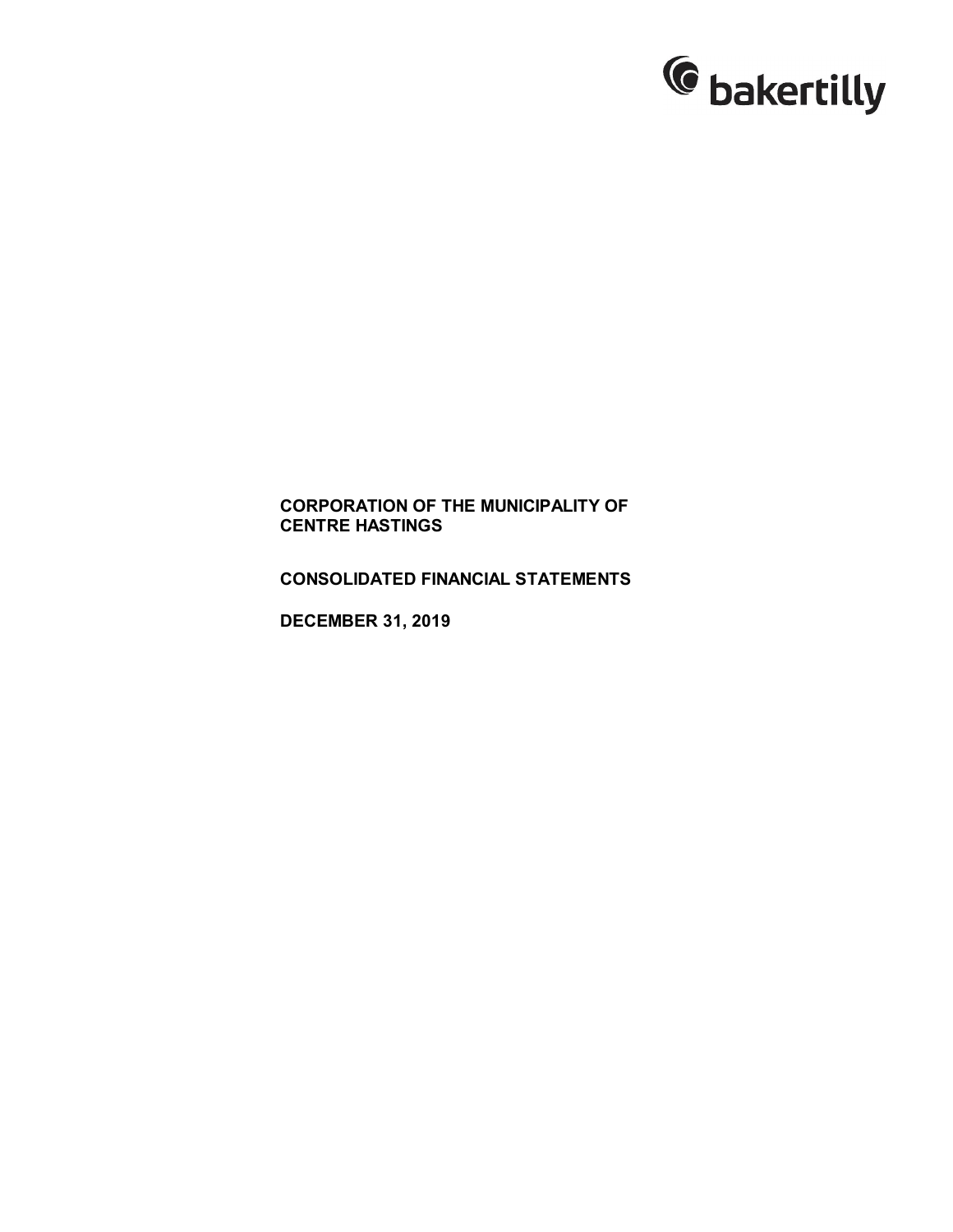bakertilly

**CORPORATION OF THE MUNICIPALITY OF CENTRE HASTINGS**

**CONSOLIDATED FINANCIAL STATEMENTS**

**DECEMBER 31, 2019**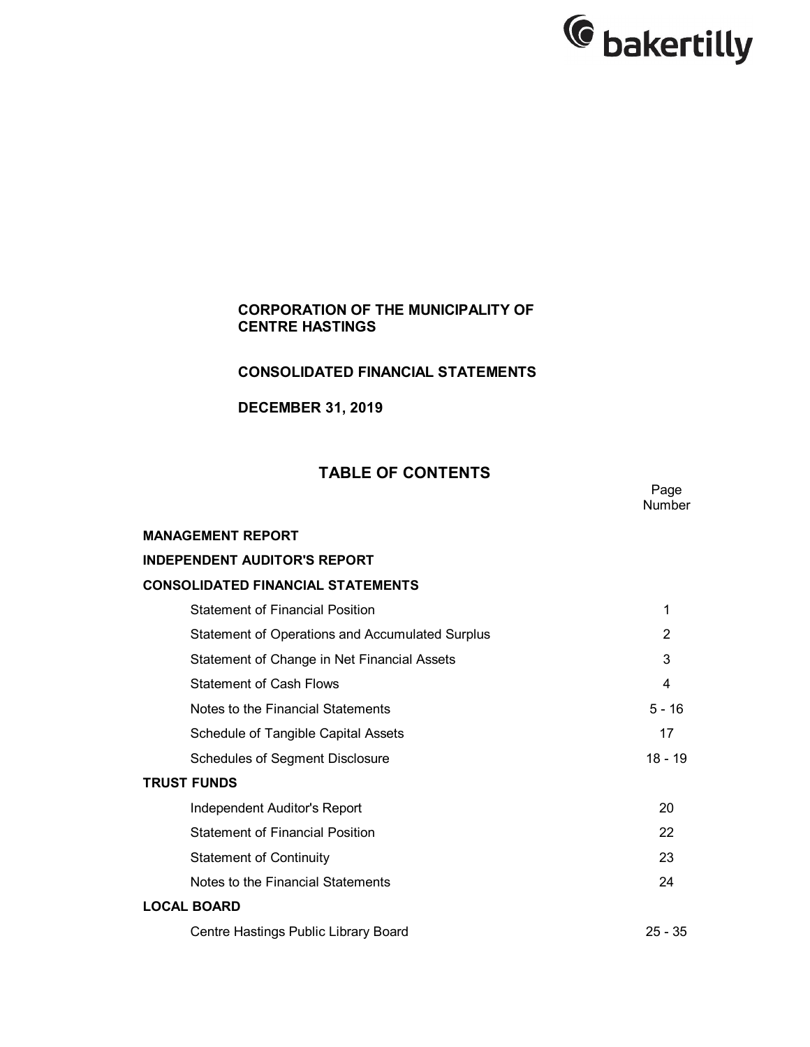bakertilly

**CORPORATION OF THE MUNICIPALITY OF CENTRE HASTINGS**

**CONSOLIDATED FINANCIAL STATEMENTS**

**DECEMBER 31, 2019**

## TABLE OF CONTENTS

| | Page Number |
|---|---|
| **MANAGEMENT REPORT** | |
| **INDEPENDENT AUDITOR'S REPORT** | |
| **CONSOLIDATED FINANCIAL STATEMENTS** | |
| Statement of Financial Position | 1 |
| Statement of Operations and Accumulated Surplus | 2 |
| Statement of Change in Net Financial Assets | 3 |
| Statement of Cash Flows | 4 |
| Notes to the Financial Statements | 5 - 16 |
| Schedule of Tangible Capital Assets | 17 |
| Schedules of Segment Disclosure | 18 - 19 |
| **TRUST FUNDS** | |
| Independent Auditor's Report | 20 |
| Statement of Financial Position | 22 |
| Statement of Continuity | 23 |
| Notes to the Financial Statements | 24 |
| **LOCAL BOARD** | |
| Centre Hastings Public Library Board | 25 - 35 |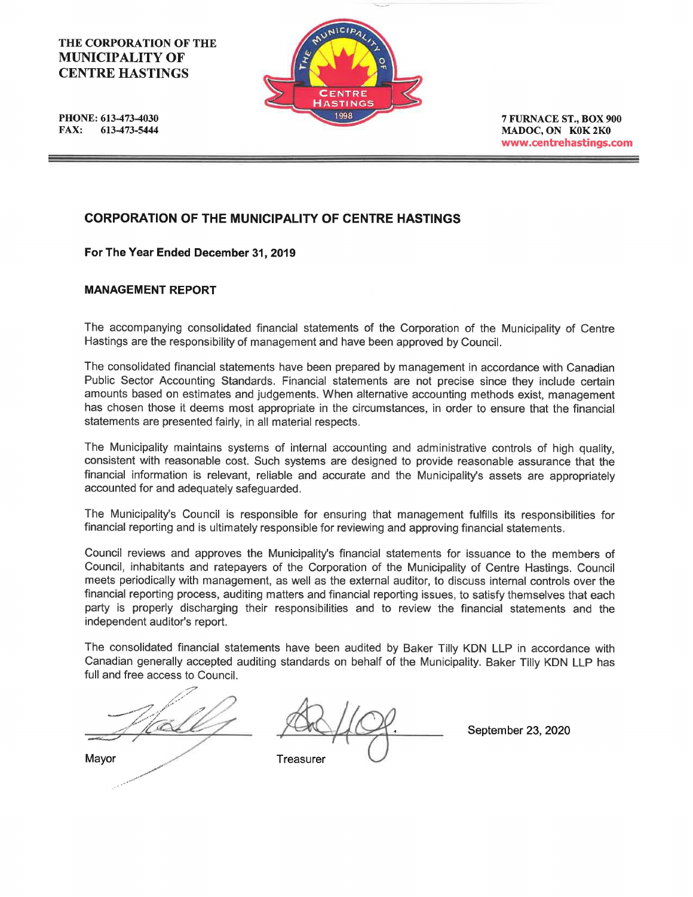THE CORPORATION OF THE
**MUNICIPALITY OF CENTRE HASTINGS**

PHONE: 613-473-4030
FAX: 613-473-5444

7 FURNACE ST., BOX 900
MADOC, ON K0K 2K0
www.centrehastings.com

## CORPORATION OF THE MUNICIPALITY OF CENTRE HASTINGS

**For The Year Ended December 31, 2019**

### MANAGEMENT REPORT

The accompanying consolidated financial statements of the Corporation of the Municipality of Centre Hastings are the responsibility of management and have been approved by Council.

The consolidated financial statements have been prepared by management in accordance with Canadian Public Sector Accounting Standards. Financial statements are not precise since they include certain amounts based on estimates and judgements. When alternative accounting methods exist, management has chosen those it deems most appropriate in the circumstances, in order to ensure that the financial statements are presented fairly, in all material respects.

The Municipality maintains systems of internal accounting and administrative controls of high quality, consistent with reasonable cost. Such systems are designed to provide reasonable assurance that the financial information is relevant, reliable and accurate and the Municipality's assets are appropriately accounted for and adequately safeguarded.

The Municipality's Council is responsible for ensuring that management fulfills its responsibilities for financial reporting and is ultimately responsible for reviewing and approving financial statements.

Council reviews and approves the Municipality's financial statements for issuance to the members of Council, inhabitants and ratepayers of the Corporation of the Municipality of Centre Hastings. Council meets periodically with management, as well as the external auditor, to discuss internal controls over the financial reporting process, auditing matters and financial reporting issues, to satisfy themselves that each party is properly discharging their responsibilities and to review the financial statements and the independent auditor's report.

The consolidated financial statements have been audited by Baker Tilly KDN LLP in accordance with Canadian generally accepted auditing standards on behalf of the Municipality. Baker Tilly KDN LLP has full and free access to Council.

Mayor

Treasurer

September 23, 2020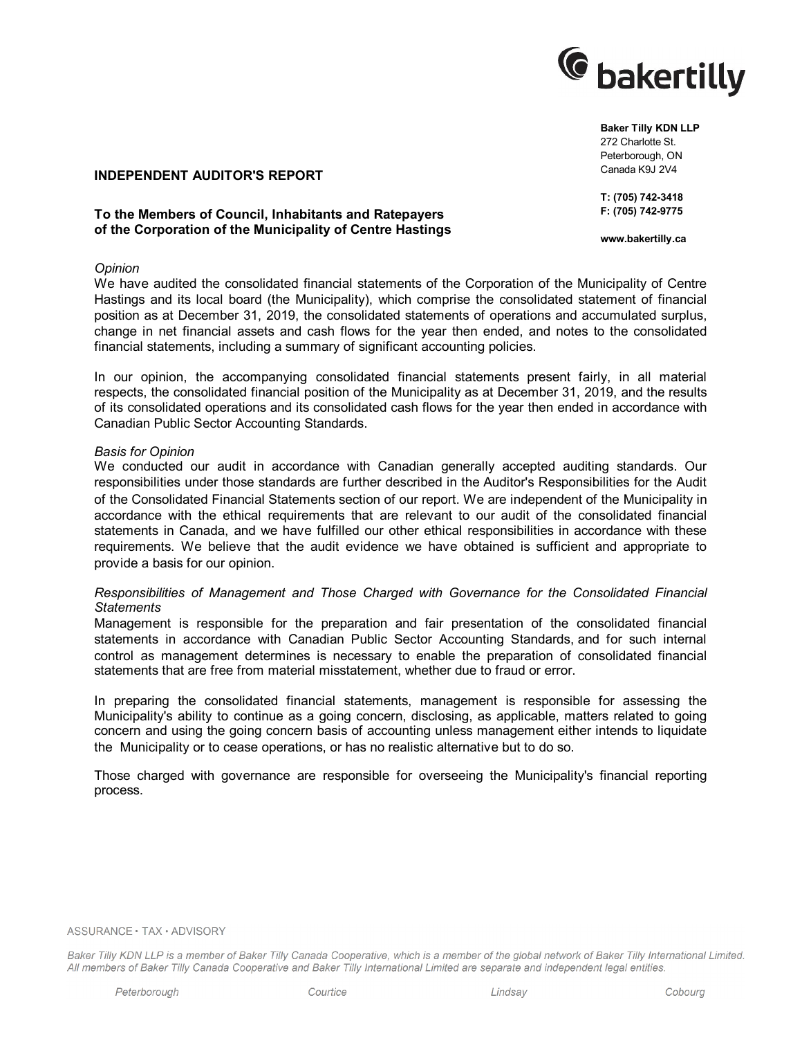**Baker Tilly KDN LLP**
272 Charlotte St.
Peterborough, ON
Canada K9J 2V4

**T: (705) 742-3418**
**F: (705) 742-9775**

**www.bakertilly.ca**

## INDEPENDENT AUDITOR'S REPORT

### To the Members of Council, Inhabitants and Ratepayers of the Corporation of the Municipality of Centre Hastings

*Opinion*

We have audited the consolidated financial statements of the Corporation of the Municipality of Centre Hastings and its local board (the Municipality), which comprise the consolidated statement of financial position as at December 31, 2019, the consolidated statements of operations and accumulated surplus, change in net financial assets and cash flows for the year then ended, and notes to the consolidated financial statements, including a summary of significant accounting policies.

In our opinion, the accompanying consolidated financial statements present fairly, in all material respects, the consolidated financial position of the Municipality as at December 31, 2019, and the results of its consolidated operations and its consolidated cash flows for the year then ended in accordance with Canadian Public Sector Accounting Standards.

*Basis for Opinion*

We conducted our audit in accordance with Canadian generally accepted auditing standards. Our responsibilities under those standards are further described in the Auditor's Responsibilities for the Audit of the Consolidated Financial Statements section of our report. We are independent of the Municipality in accordance with the ethical requirements that are relevant to our audit of the consolidated financial statements in Canada, and we have fulfilled our other ethical responsibilities in accordance with these requirements. We believe that the audit evidence we have obtained is sufficient and appropriate to provide a basis for our opinion.

*Responsibilities of Management and Those Charged with Governance for the Consolidated Financial Statements*

Management is responsible for the preparation and fair presentation of the consolidated financial statements in accordance with Canadian Public Sector Accounting Standards, and for such internal control as management determines is necessary to enable the preparation of consolidated financial statements that are free from material misstatement, whether due to fraud or error.

In preparing the consolidated financial statements, management is responsible for assessing the Municipality's ability to continue as a going concern, disclosing, as applicable, matters related to going concern and using the going concern basis of accounting unless management either intends to liquidate the Municipality or to cease operations, or has no realistic alternative but to do so.

Those charged with governance are responsible for overseeing the Municipality's financial reporting process.

ASSURANCE • TAX • ADVISORY

*Baker Tilly KDN LLP is a member of Baker Tilly Canada Cooperative, which is a member of the global network of Baker Tilly International Limited. All members of Baker Tilly Canada Cooperative and Baker Tilly International Limited are separate and independent legal entities.*

*Peterborough* *Courtice* *Lindsay* *Cobourg*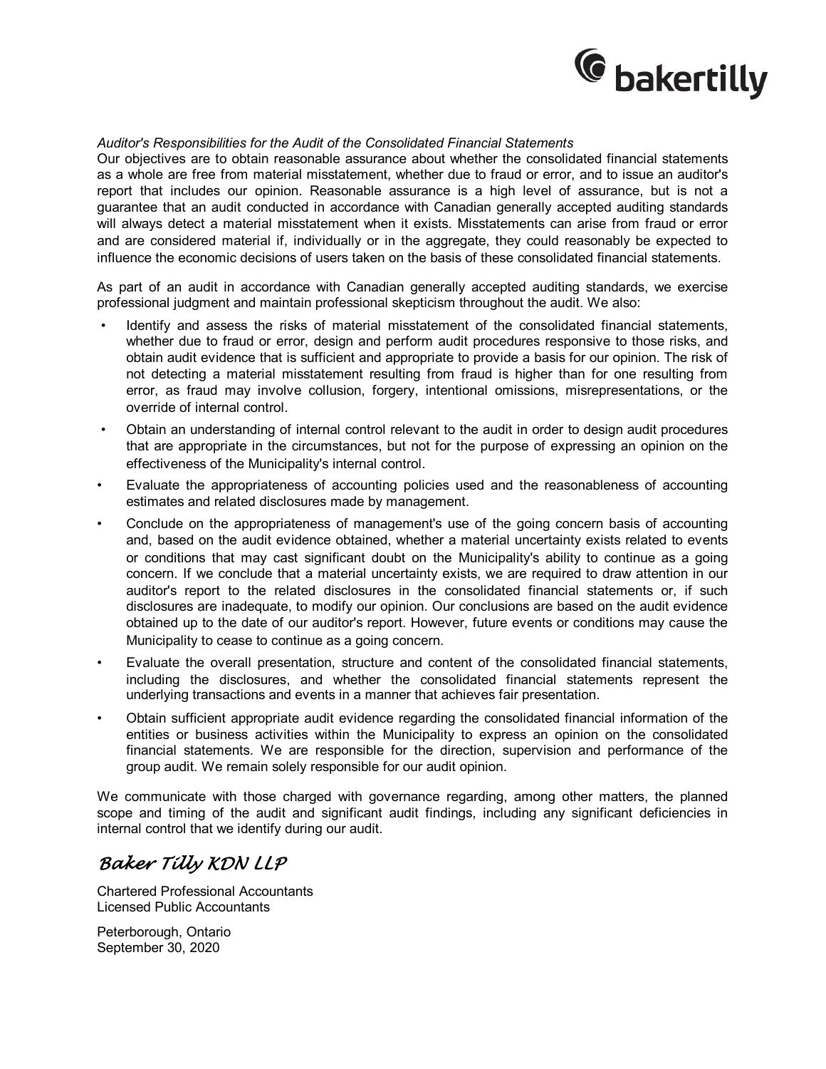*Auditor's Responsibilities for the Audit of the Consolidated Financial Statements*

Our objectives are to obtain reasonable assurance about whether the consolidated financial statements as a whole are free from material misstatement, whether due to fraud or error, and to issue an auditor's report that includes our opinion. Reasonable assurance is a high level of assurance, but is not a guarantee that an audit conducted in accordance with Canadian generally accepted auditing standards will always detect a material misstatement when it exists. Misstatements can arise from fraud or error and are considered material if, individually or in the aggregate, they could reasonably be expected to influence the economic decisions of users taken on the basis of these consolidated financial statements.

As part of an audit in accordance with Canadian generally accepted auditing standards, we exercise professional judgment and maintain professional skepticism throughout the audit. We also:

- Identify and assess the risks of material misstatement of the consolidated financial statements, whether due to fraud or error, design and perform audit procedures responsive to those risks, and obtain audit evidence that is sufficient and appropriate to provide a basis for our opinion. The risk of not detecting a material misstatement resulting from fraud is higher than for one resulting from error, as fraud may involve collusion, forgery, intentional omissions, misrepresentations, or the override of internal control.
- Obtain an understanding of internal control relevant to the audit in order to design audit procedures that are appropriate in the circumstances, but not for the purpose of expressing an opinion on the effectiveness of the Municipality's internal control.
- Evaluate the appropriateness of accounting policies used and the reasonableness of accounting estimates and related disclosures made by management.
- Conclude on the appropriateness of management's use of the going concern basis of accounting and, based on the audit evidence obtained, whether a material uncertainty exists related to events or conditions that may cast significant doubt on the Municipality's ability to continue as a going concern. If we conclude that a material uncertainty exists, we are required to draw attention in our auditor's report to the related disclosures in the consolidated financial statements or, if such disclosures are inadequate, to modify our opinion. Our conclusions are based on the audit evidence obtained up to the date of our auditor's report. However, future events or conditions may cause the Municipality to cease to continue as a going concern.
- Evaluate the overall presentation, structure and content of the consolidated financial statements, including the disclosures, and whether the consolidated financial statements represent the underlying transactions and events in a manner that achieves fair presentation.
- Obtain sufficient appropriate audit evidence regarding the consolidated financial information of the entities or business activities within the Municipality to express an opinion on the consolidated financial statements. We are responsible for the direction, supervision and performance of the group audit. We remain solely responsible for our audit opinion.

We communicate with those charged with governance regarding, among other matters, the planned scope and timing of the audit and significant audit findings, including any significant deficiencies in internal control that we identify during our audit.

*Baker Tilly KDN LLP*

Chartered Professional Accountants
Licensed Public Accountants

Peterborough, Ontario
September 30, 2020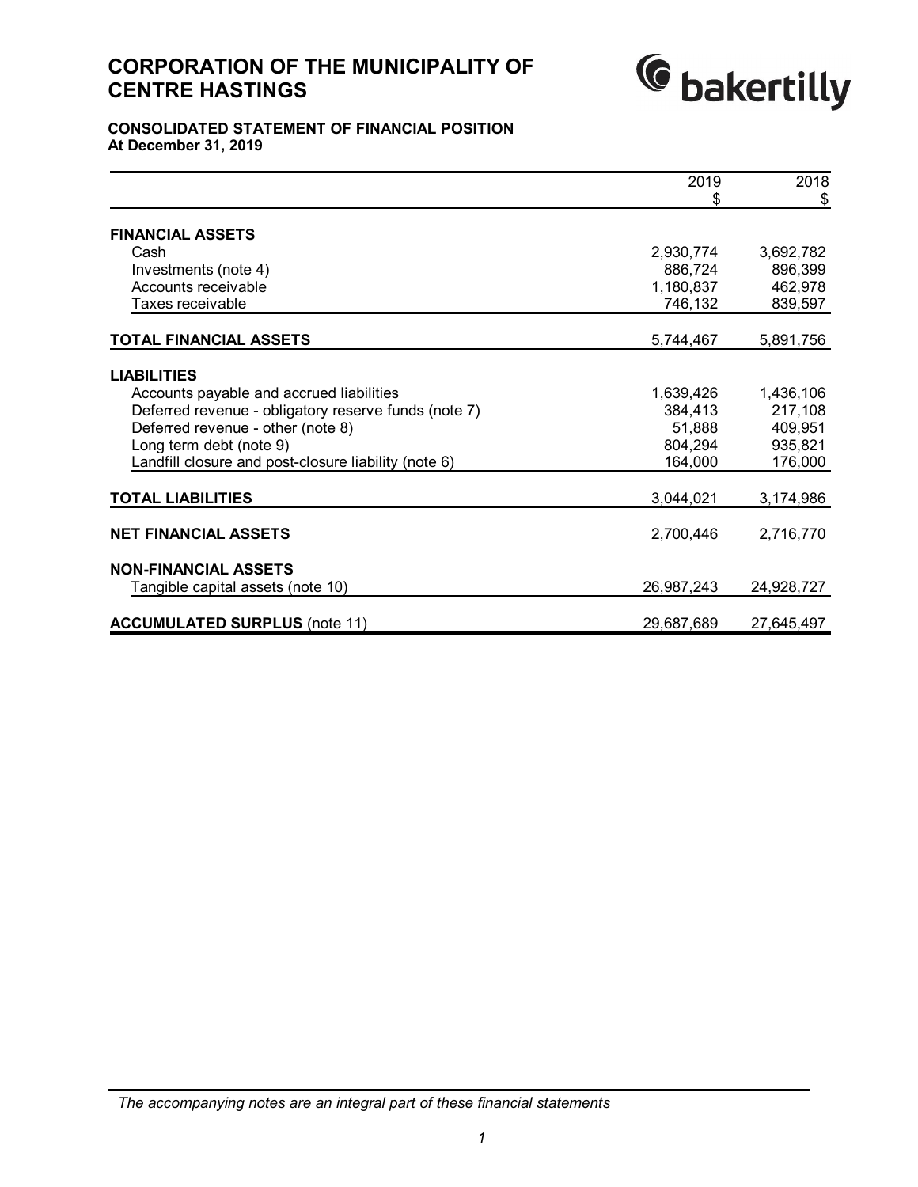# CORPORATION OF THE MUNICIPALITY OF CENTRE HASTINGS

## CONSOLIDATED STATEMENT OF FINANCIAL POSITION
**At December 31, 2019**

| | 2019<br>$ | 2018<br>$ |
|---|---|---|
| **FINANCIAL ASSETS** | | |
| Cash | 2,930,774 | 3,692,782 |
| Investments (note 4) | 886,724 | 896,399 |
| Accounts receivable | 1,180,837 | 462,978 |
| Taxes receivable | 746,132 | 839,597 |
| **TOTAL FINANCIAL ASSETS** | 5,744,467 | 5,891,756 |
| **LIABILITIES** | | |
| Accounts payable and accrued liabilities | 1,639,426 | 1,436,106 |
| Deferred revenue - obligatory reserve funds (note 7) | 384,413 | 217,108 |
| Deferred revenue - other (note 8) | 51,888 | 409,951 |
| Long term debt (note 9) | 804,294 | 935,821 |
| Landfill closure and post-closure liability (note 6) | 164,000 | 176,000 |
| **TOTAL LIABILITIES** | 3,044,021 | 3,174,986 |
| **NET FINANCIAL ASSETS** | 2,700,446 | 2,716,770 |
| **NON-FINANCIAL ASSETS** | | |
| Tangible capital assets (note 10) | 26,987,243 | 24,928,727 |
| **ACCUMULATED SURPLUS** (note 11) | 29,687,689 | 27,645,497 |

*The accompanying notes are an integral part of these financial statements*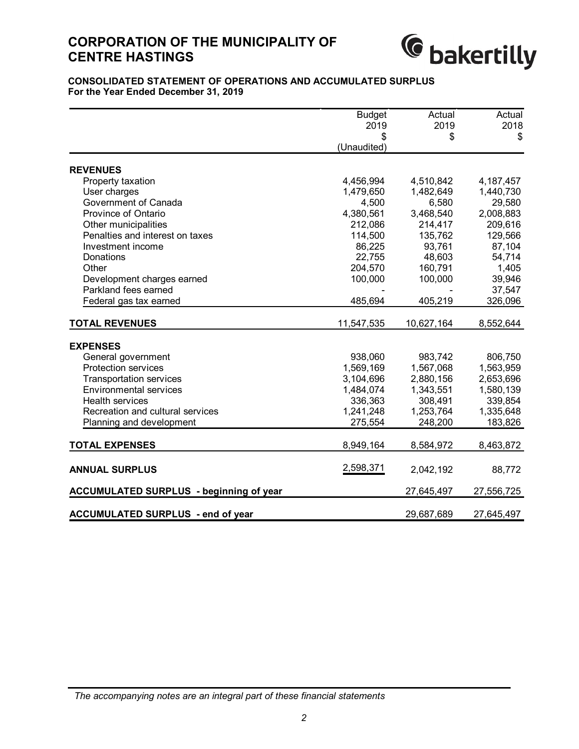# CORPORATION OF THE MUNICIPALITY OF CENTRE HASTINGS

## CONSOLIDATED STATEMENT OF OPERATIONS AND ACCUMULATED SURPLUS

**For the Year Ended December 31, 2019**

| | Budget 2019 $ (Unaudited) | Actual 2019 $ | Actual 2018 $ |
|---|---|---|---|
| **REVENUES** | | | |
| Property taxation | 4,456,994 | 4,510,842 | 4,187,457 |
| User charges | 1,479,650 | 1,482,649 | 1,440,730 |
| Government of Canada | 4,500 | 6,580 | 29,580 |
| Province of Ontario | 4,380,561 | 3,468,540 | 2,008,883 |
| Other municipalities | 212,086 | 214,417 | 209,616 |
| Penalties and interest on taxes | 114,500 | 135,762 | 129,566 |
| Investment income | 86,225 | 93,761 | 87,104 |
| Donations | 22,755 | 48,603 | 54,714 |
| Other | 204,570 | 160,791 | 1,405 |
| Development charges earned | 100,000 | 100,000 | 39,946 |
| Parkland fees earned | - | - | 37,547 |
| Federal gas tax earned | 485,694 | 405,219 | 326,096 |
| **TOTAL REVENUES** | 11,547,535 | 10,627,164 | 8,552,644 |
| **EXPENSES** | | | |
| General government | 938,060 | 983,742 | 806,750 |
| Protection services | 1,569,169 | 1,567,068 | 1,563,959 |
| Transportation services | 3,104,696 | 2,880,156 | 2,653,696 |
| Environmental services | 1,484,074 | 1,343,551 | 1,580,139 |
| Health services | 336,363 | 308,491 | 339,854 |
| Recreation and cultural services | 1,241,248 | 1,253,764 | 1,335,648 |
| Planning and development | 275,554 | 248,200 | 183,826 |
| **TOTAL EXPENSES** | 8,949,164 | 8,584,972 | 8,463,872 |
| **ANNUAL SURPLUS** | 2,598,371 | 2,042,192 | 88,772 |
| **ACCUMULATED SURPLUS - beginning of year** | | 27,645,497 | 27,556,725 |
| **ACCUMULATED SURPLUS - end of year** | | 29,687,689 | 27,645,497 |

*The accompanying notes are an integral part of these financial statements*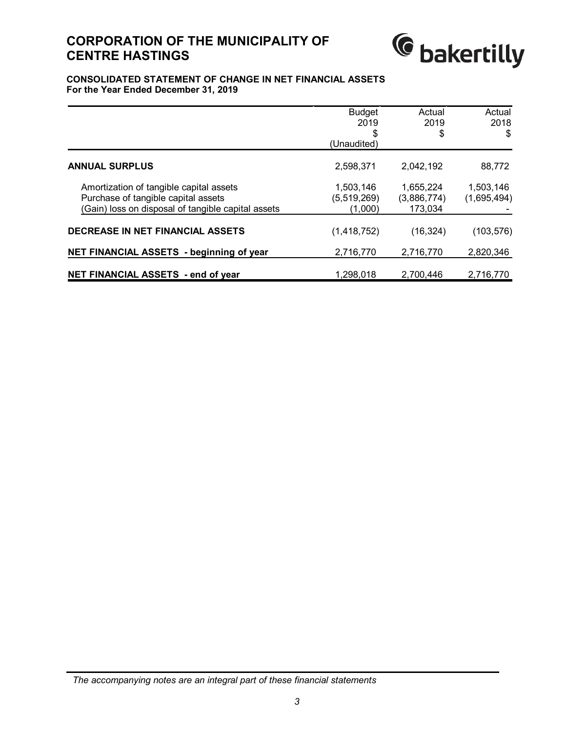# CORPORATION OF THE MUNICIPALITY OF CENTRE HASTINGS

**CONSOLIDATED STATEMENT OF CHANGE IN NET FINANCIAL ASSETS**
**For the Year Ended December 31, 2019**

| | Budget 2019 $ (Unaudited) | Actual 2019 $ | Actual 2018 $ |
|---|---|---|---|
| **ANNUAL SURPLUS** | 2,598,371 | 2,042,192 | 88,772 |
| Amortization of tangible capital assets | 1,503,146 | 1,655,224 | 1,503,146 |
| Purchase of tangible capital assets | (5,519,269) | (3,886,774) | (1,695,494) |
| (Gain) loss on disposal of tangible capital assets | (1,000) | 173,034 | - |
| **DECREASE IN NET FINANCIAL ASSETS** | (1,418,752) | (16,324) | (103,576) |
| **NET FINANCIAL ASSETS - beginning of year** | 2,716,770 | 2,716,770 | 2,820,346 |
| **NET FINANCIAL ASSETS - end of year** | 1,298,018 | 2,700,446 | 2,716,770 |

*The accompanying notes are an integral part of these financial statements*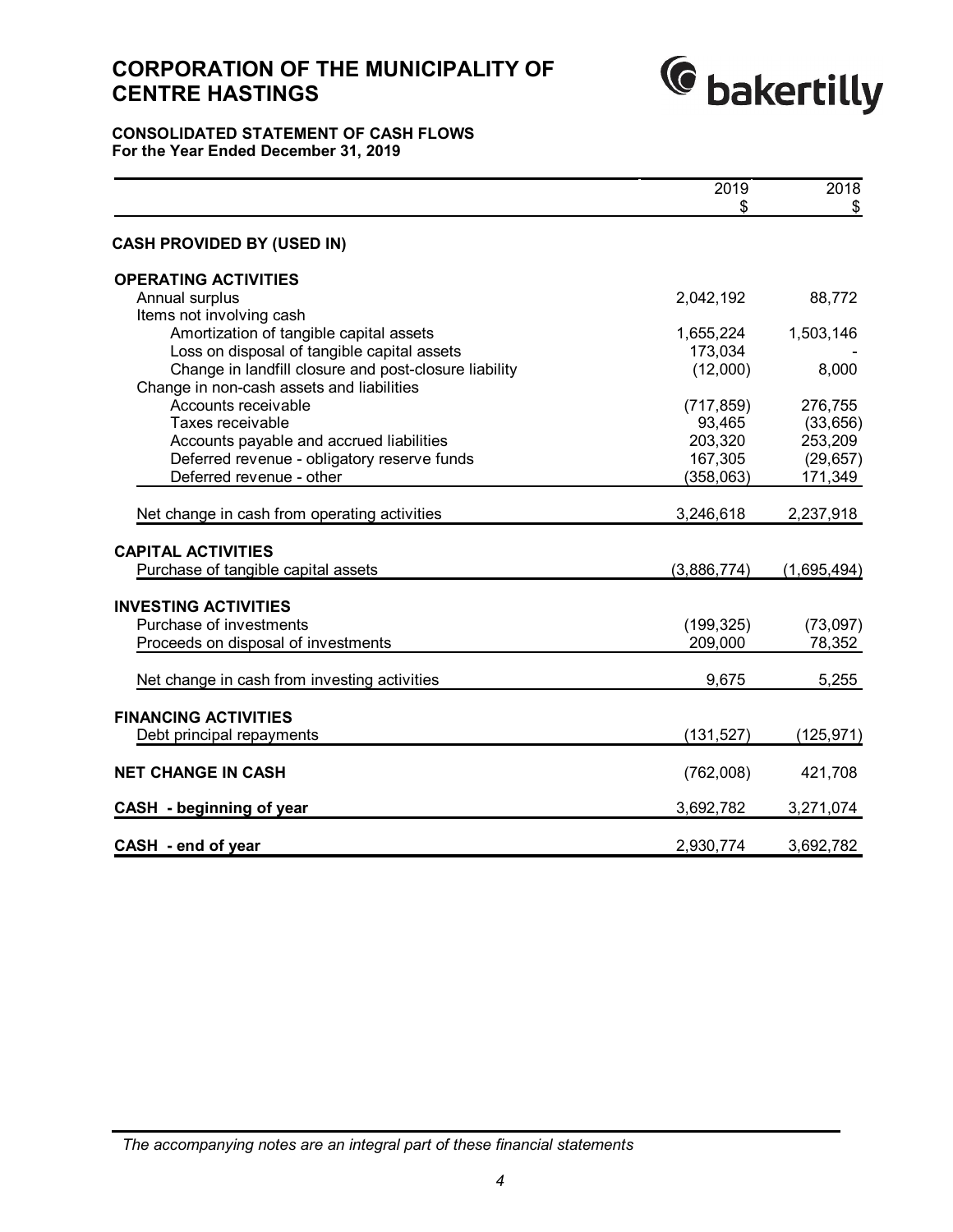# CORPORATION OF THE MUNICIPALITY OF CENTRE HASTINGS

## CONSOLIDATED STATEMENT OF CASH FLOWS
**For the Year Ended December 31, 2019**

| | 2019 $ | 2018 $ |
|---|---|---|
| **CASH PROVIDED BY (USED IN)** | | |
| **OPERATING ACTIVITIES** | | |
| Annual surplus | 2,042,192 | 88,772 |
| Items not involving cash | | |
| Amortization of tangible capital assets | 1,655,224 | 1,503,146 |
| Loss on disposal of tangible capital assets | 173,034 | - |
| Change in landfill closure and post-closure liability | (12,000) | 8,000 |
| Change in non-cash assets and liabilities | | |
| Accounts receivable | (717,859) | 276,755 |
| Taxes receivable | 93,465 | (33,656) |
| Accounts payable and accrued liabilities | 203,320 | 253,209 |
| Deferred revenue - obligatory reserve funds | 167,305 | (29,657) |
| Deferred revenue - other | (358,063) | 171,349 |
| Net change in cash from operating activities | 3,246,618 | 2,237,918 |
| **CAPITAL ACTIVITIES** | | |
| Purchase of tangible capital assets | (3,886,774) | (1,695,494) |
| **INVESTING ACTIVITIES** | | |
| Purchase of investments | (199,325) | (73,097) |
| Proceeds on disposal of investments | 209,000 | 78,352 |
| Net change in cash from investing activities | 9,675 | 5,255 |
| **FINANCING ACTIVITIES** | | |
| Debt principal repayments | (131,527) | (125,971) |
| **NET CHANGE IN CASH** | (762,008) | 421,708 |
| **CASH - beginning of year** | 3,692,782 | 3,271,074 |
| **CASH - end of year** | 2,930,774 | 3,692,782 |

*The accompanying notes are an integral part of these financial statements*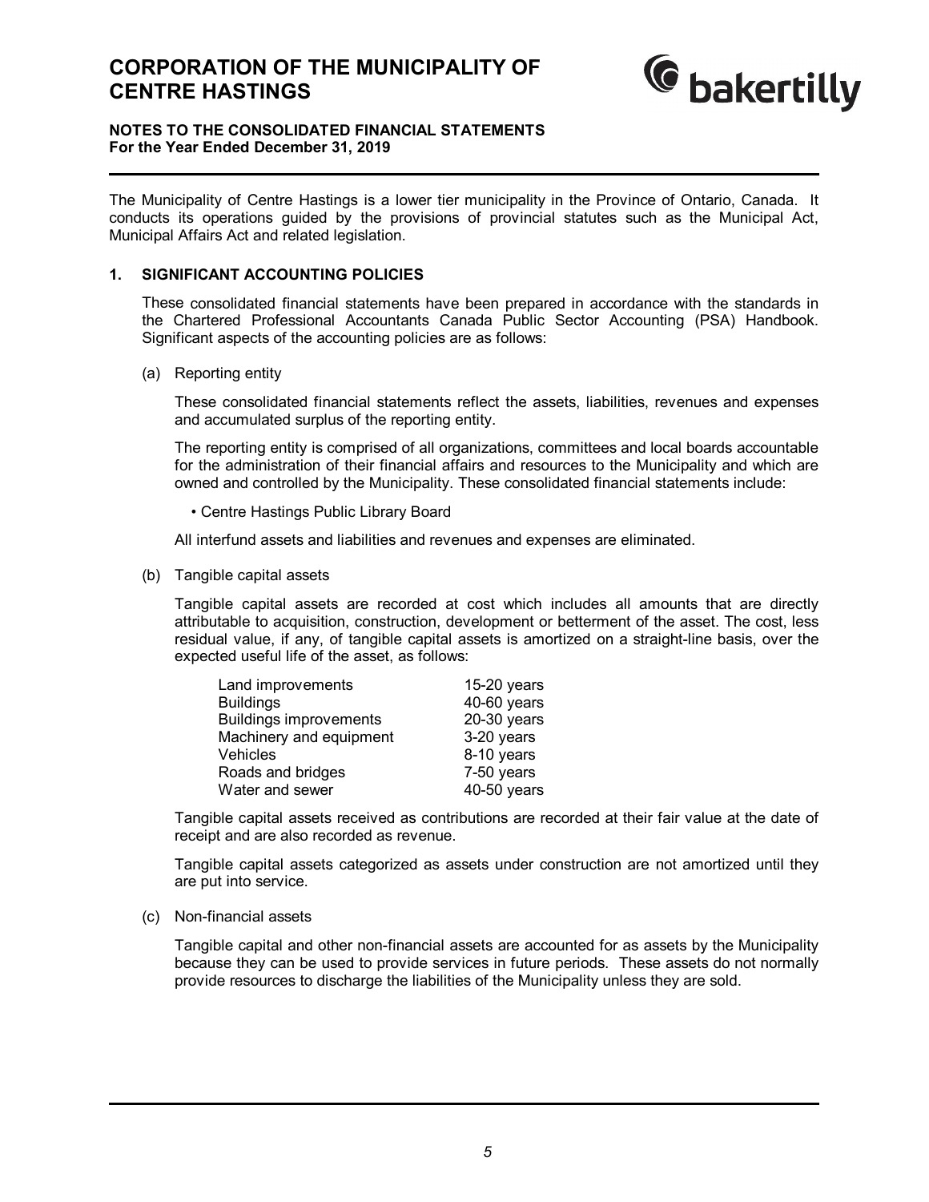# CORPORATION OF THE MUNICIPALITY OF CENTRE HASTINGS

## NOTES TO THE CONSOLIDATED FINANCIAL STATEMENTS
**For the Year Ended December 31, 2019**

The Municipality of Centre Hastings is a lower tier municipality in the Province of Ontario, Canada. It conducts its operations guided by the provisions of provincial statutes such as the Municipal Act, Municipal Affairs Act and related legislation.

### 1. SIGNIFICANT ACCOUNTING POLICIES

These consolidated financial statements have been prepared in accordance with the standards in the Chartered Professional Accountants Canada Public Sector Accounting (PSA) Handbook. Significant aspects of the accounting policies are as follows:

(a) Reporting entity

These consolidated financial statements reflect the assets, liabilities, revenues and expenses and accumulated surplus of the reporting entity.

The reporting entity is comprised of all organizations, committees and local boards accountable for the administration of their financial affairs and resources to the Municipality and which are owned and controlled by the Municipality. These consolidated financial statements include:

- Centre Hastings Public Library Board

All interfund assets and liabilities and revenues and expenses are eliminated.

(b) Tangible capital assets

Tangible capital assets are recorded at cost which includes all amounts that are directly attributable to acquisition, construction, development or betterment of the asset. The cost, less residual value, if any, of tangible capital assets is amortized on a straight-line basis, over the expected useful life of the asset, as follows:

| | |
|---|---|
| Land improvements | 15-20 years |
| Buildings | 40-60 years |
| Buildings improvements | 20-30 years |
| Machinery and equipment | 3-20 years |
| Vehicles | 8-10 years |
| Roads and bridges | 7-50 years |
| Water and sewer | 40-50 years |

Tangible capital assets received as contributions are recorded at their fair value at the date of receipt and are also recorded as revenue.

Tangible capital assets categorized as assets under construction are not amortized until they are put into service.

(c) Non-financial assets

Tangible capital and other non-financial assets are accounted for as assets by the Municipality because they can be used to provide services in future periods. These assets do not normally provide resources to discharge the liabilities of the Municipality unless they are sold.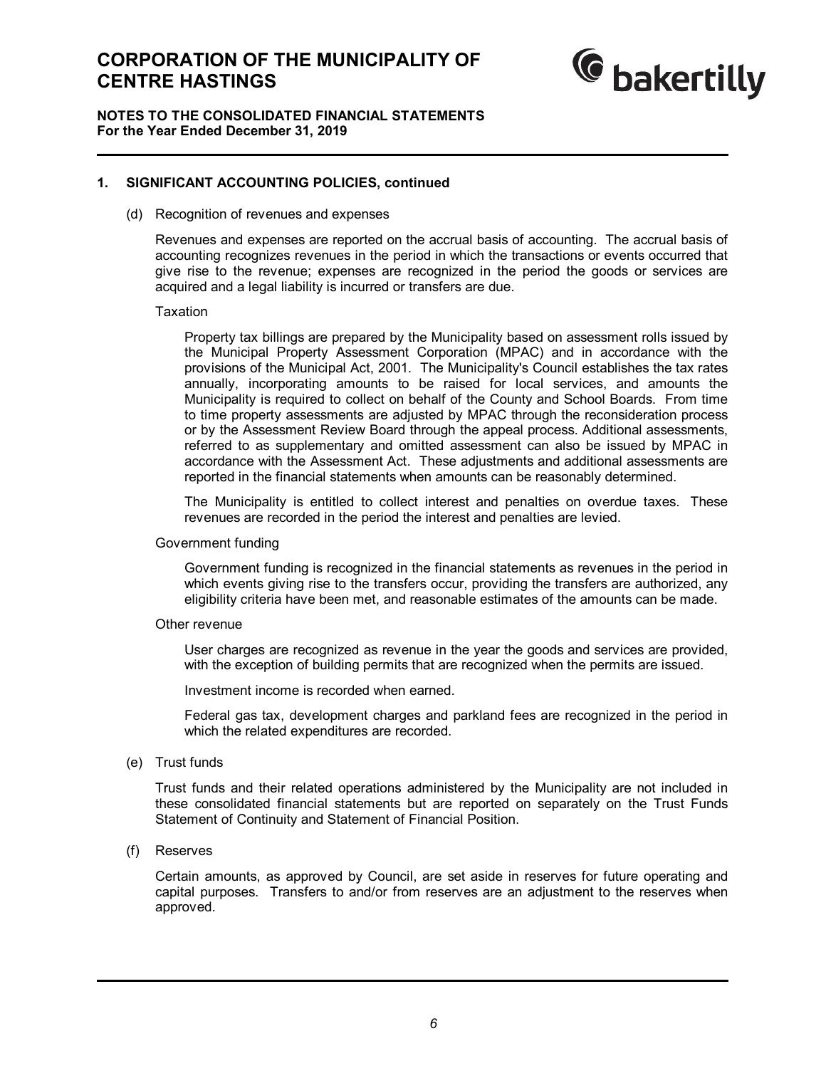## 1. SIGNIFICANT ACCOUNTING POLICIES, continued

(d) Recognition of revenues and expenses

Revenues and expenses are reported on the accrual basis of accounting. The accrual basis of accounting recognizes revenues in the period in which the transactions or events occurred that give rise to the revenue; expenses are recognized in the period the goods or services are acquired and a legal liability is incurred or transfers are due.

Taxation

Property tax billings are prepared by the Municipality based on assessment rolls issued by the Municipal Property Assessment Corporation (MPAC) and in accordance with the provisions of the Municipal Act, 2001. The Municipality's Council establishes the tax rates annually, incorporating amounts to be raised for local services, and amounts the Municipality is required to collect on behalf of the County and School Boards. From time to time property assessments are adjusted by MPAC through the reconsideration process or by the Assessment Review Board through the appeal process. Additional assessments, referred to as supplementary and omitted assessment can also be issued by MPAC in accordance with the Assessment Act. These adjustments and additional assessments are reported in the financial statements when amounts can be reasonably determined.

The Municipality is entitled to collect interest and penalties on overdue taxes. These revenues are recorded in the period the interest and penalties are levied.

Government funding

Government funding is recognized in the financial statements as revenues in the period in which events giving rise to the transfers occur, providing the transfers are authorized, any eligibility criteria have been met, and reasonable estimates of the amounts can be made.

Other revenue

User charges are recognized as revenue in the year the goods and services are provided, with the exception of building permits that are recognized when the permits are issued.

Investment income is recorded when earned.

Federal gas tax, development charges and parkland fees are recognized in the period in which the related expenditures are recorded.

(e) Trust funds

Trust funds and their related operations administered by the Municipality are not included in these consolidated financial statements but are reported on separately on the Trust Funds Statement of Continuity and Statement of Financial Position.

(f) Reserves

Certain amounts, as approved by Council, are set aside in reserves for future operating and capital purposes. Transfers to and/or from reserves are an adjustment to the reserves when approved.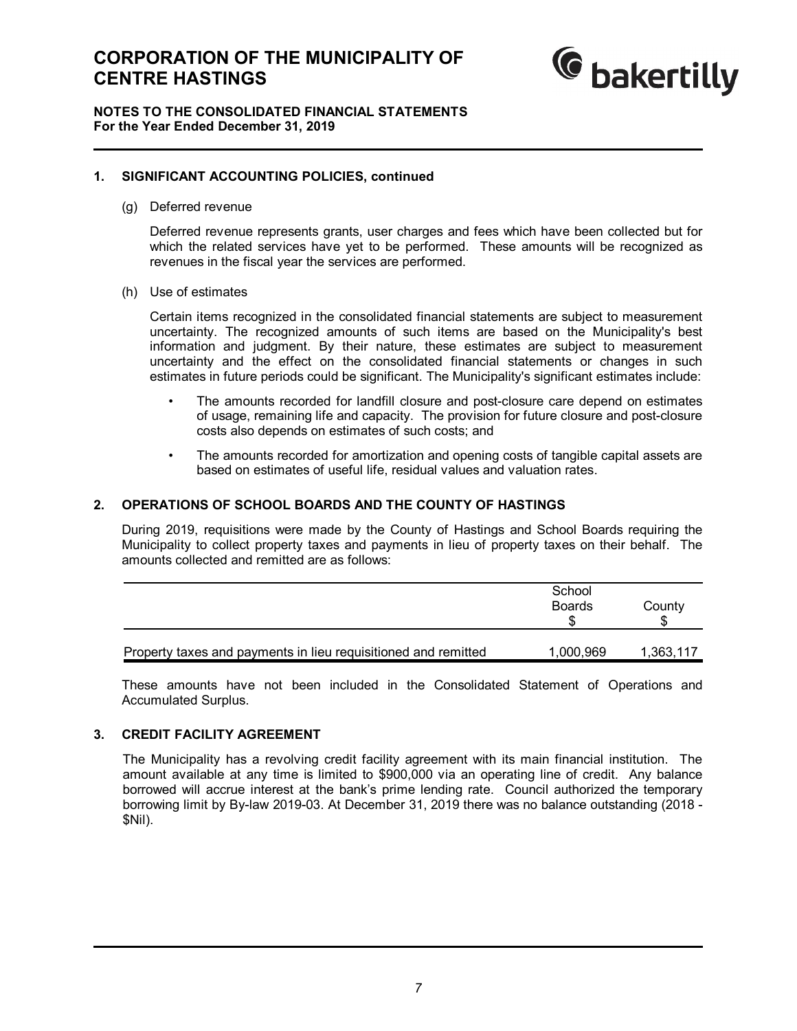# CORPORATION OF THE MUNICIPALITY OF CENTRE HASTINGS

**NOTES TO THE CONSOLIDATED FINANCIAL STATEMENTS**
**For the Year Ended December 31, 2019**

## 1. SIGNIFICANT ACCOUNTING POLICIES, continued

(g) Deferred revenue

Deferred revenue represents grants, user charges and fees which have been collected but for which the related services have yet to be performed. These amounts will be recognized as revenues in the fiscal year the services are performed.

(h) Use of estimates

Certain items recognized in the consolidated financial statements are subject to measurement uncertainty. The recognized amounts of such items are based on the Municipality's best information and judgment. By their nature, these estimates are subject to measurement uncertainty and the effect on the consolidated financial statements or changes in such estimates in future periods could be significant. The Municipality's significant estimates include:

- The amounts recorded for landfill closure and post-closure care depend on estimates of usage, remaining life and capacity. The provision for future closure and post-closure costs also depends on estimates of such costs; and
- The amounts recorded for amortization and opening costs of tangible capital assets are based on estimates of useful life, residual values and valuation rates.

## 2. OPERATIONS OF SCHOOL BOARDS AND THE COUNTY OF HASTINGS

During 2019, requisitions were made by the County of Hastings and School Boards requiring the Municipality to collect property taxes and payments in lieu of property taxes on their behalf. The amounts collected and remitted are as follows:

| | School Boards $ | County $ |
|---|---|---|
| Property taxes and payments in lieu requisitioned and remitted | 1,000,969 | 1,363,117 |

These amounts have not been included in the Consolidated Statement of Operations and Accumulated Surplus.

## 3. CREDIT FACILITY AGREEMENT

The Municipality has a revolving credit facility agreement with its main financial institution. The amount available at any time is limited to $900,000 via an operating line of credit. Any balance borrowed will accrue interest at the bank's prime lending rate. Council authorized the temporary borrowing limit by By-law 2019-03. At December 31, 2019 there was no balance outstanding (2018 - $Nil).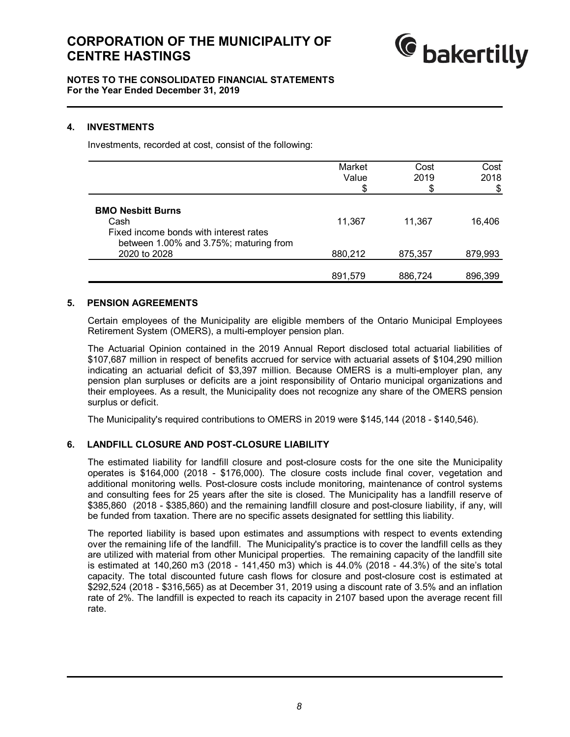# CORPORATION OF THE MUNICIPALITY OF CENTRE HASTINGS

**NOTES TO THE CONSOLIDATED FINANCIAL STATEMENTS**
**For the Year Ended December 31, 2019**

## 4. INVESTMENTS

Investments, recorded at cost, consist of the following:

| | Market Value $ | Cost 2019 $ | Cost 2018 $ |
|---|---|---|---|
| **BMO Nesbitt Burns** | | | |
| Cash | 11,367 | 11,367 | 16,406 |
| Fixed income bonds with interest rates between 1.00% and 3.75%; maturing from 2020 to 2028 | 880,212 | 875,357 | 879,993 |
| | 891,579 | 886,724 | 896,399 |

## 5. PENSION AGREEMENTS

Certain employees of the Municipality are eligible members of the Ontario Municipal Employees Retirement System (OMERS), a multi-employer pension plan.

The Actuarial Opinion contained in the 2019 Annual Report disclosed total actuarial liabilities of $107,687 million in respect of benefits accrued for service with actuarial assets of $104,290 million indicating an actuarial deficit of $3,397 million. Because OMERS is a multi-employer plan, any pension plan surpluses or deficits are a joint responsibility of Ontario municipal organizations and their employees. As a result, the Municipality does not recognize any share of the OMERS pension surplus or deficit.

The Municipality's required contributions to OMERS in 2019 were $145,144 (2018 - $140,546).

## 6. LANDFILL CLOSURE AND POST-CLOSURE LIABILITY

The estimated liability for landfill closure and post-closure costs for the one site the Municipality operates is $164,000 (2018 - $176,000). The closure costs include final cover, vegetation and additional monitoring wells. Post-closure costs include monitoring, maintenance of control systems and consulting fees for 25 years after the site is closed. The Municipality has a landfill reserve of $385,860 (2018 - $385,860) and the remaining landfill closure and post-closure liability, if any, will be funded from taxation. There are no specific assets designated for settling this liability.

The reported liability is based upon estimates and assumptions with respect to events extending over the remaining life of the landfill. The Municipality's practice is to cover the landfill cells as they are utilized with material from other Municipal properties. The remaining capacity of the landfill site is estimated at 140,260 m3 (2018 - 141,450 m3) which is 44.0% (2018 - 44.3%) of the site's total capacity. The total discounted future cash flows for closure and post-closure cost is estimated at $292,524 (2018 - $316,565) as at December 31, 2019 using a discount rate of 3.5% and an inflation rate of 2%. The landfill is expected to reach its capacity in 2107 based upon the average recent fill rate.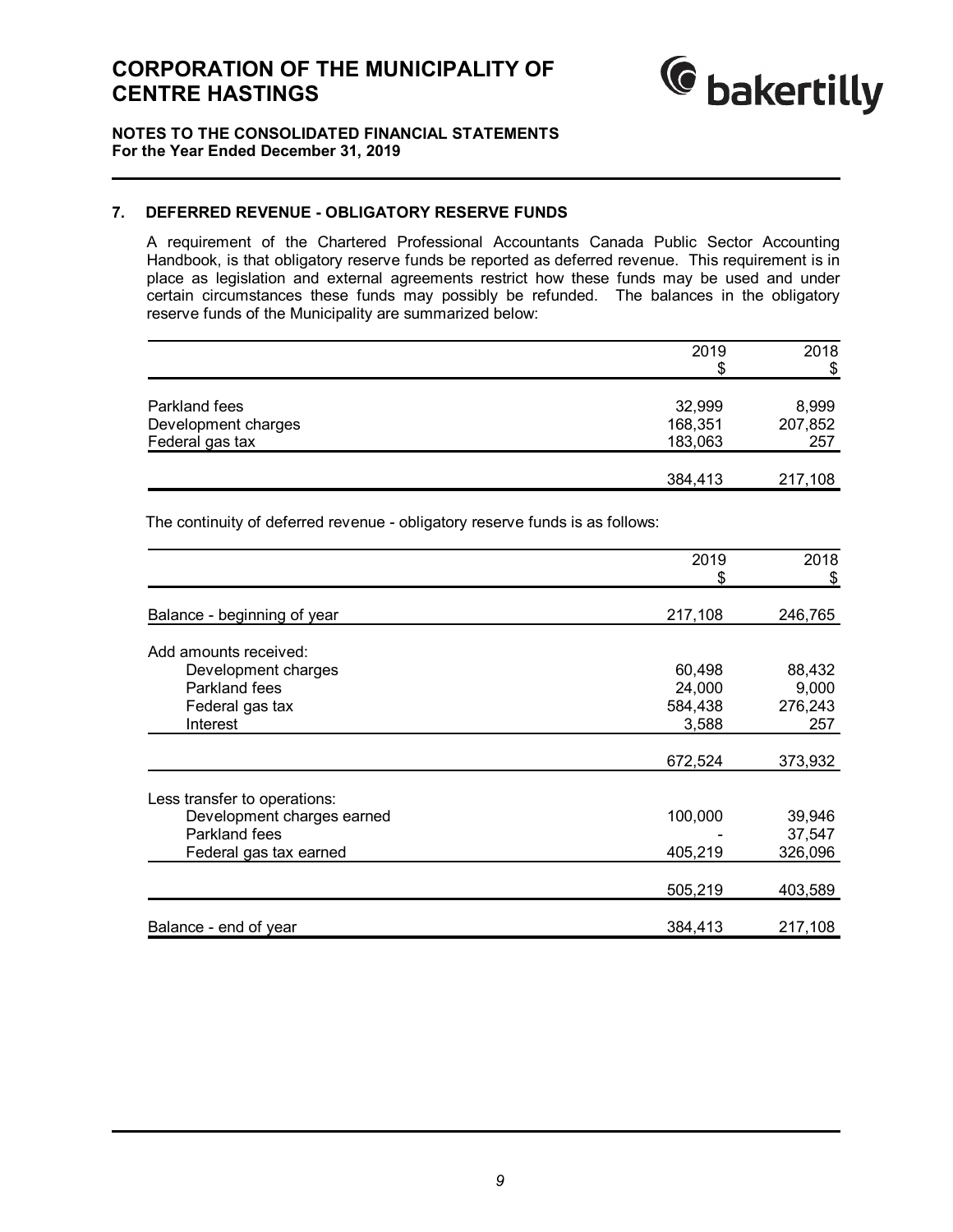## 7. DEFERRED REVENUE - OBLIGATORY RESERVE FUNDS

A requirement of the Chartered Professional Accountants Canada Public Sector Accounting Handbook, is that obligatory reserve funds be reported as deferred revenue. This requirement is in place as legislation and external agreements restrict how these funds may be used and under certain circumstances these funds may possibly be refunded. The balances in the obligatory reserve funds of the Municipality are summarized below:

| | 2019<br>$ | 2018<br>$ |
|---|---|---|
| Parkland fees | 32,999 | 8,999 |
| Development charges | 168,351 | 207,852 |
| Federal gas tax | 183,063 | 257 |
| | 384,413 | 217,108 |

The continuity of deferred revenue - obligatory reserve funds is as follows:

| | 2019<br>$ | 2018<br>$ |
|---|---|---|
| Balance - beginning of year | 217,108 | 246,765 |
| Add amounts received: | | |
| Development charges | 60,498 | 88,432 |
| Parkland fees | 24,000 | 9,000 |
| Federal gas tax | 584,438 | 276,243 |
| Interest | 3,588 | 257 |
| | 672,524 | 373,932 |
| Less transfer to operations: | | |
| Development charges earned | 100,000 | 39,946 |
| Parkland fees | - | 37,547 |
| Federal gas tax earned | 405,219 | 326,096 |
| | 505,219 | 403,589 |
| Balance - end of year | 384,413 | 217,108 |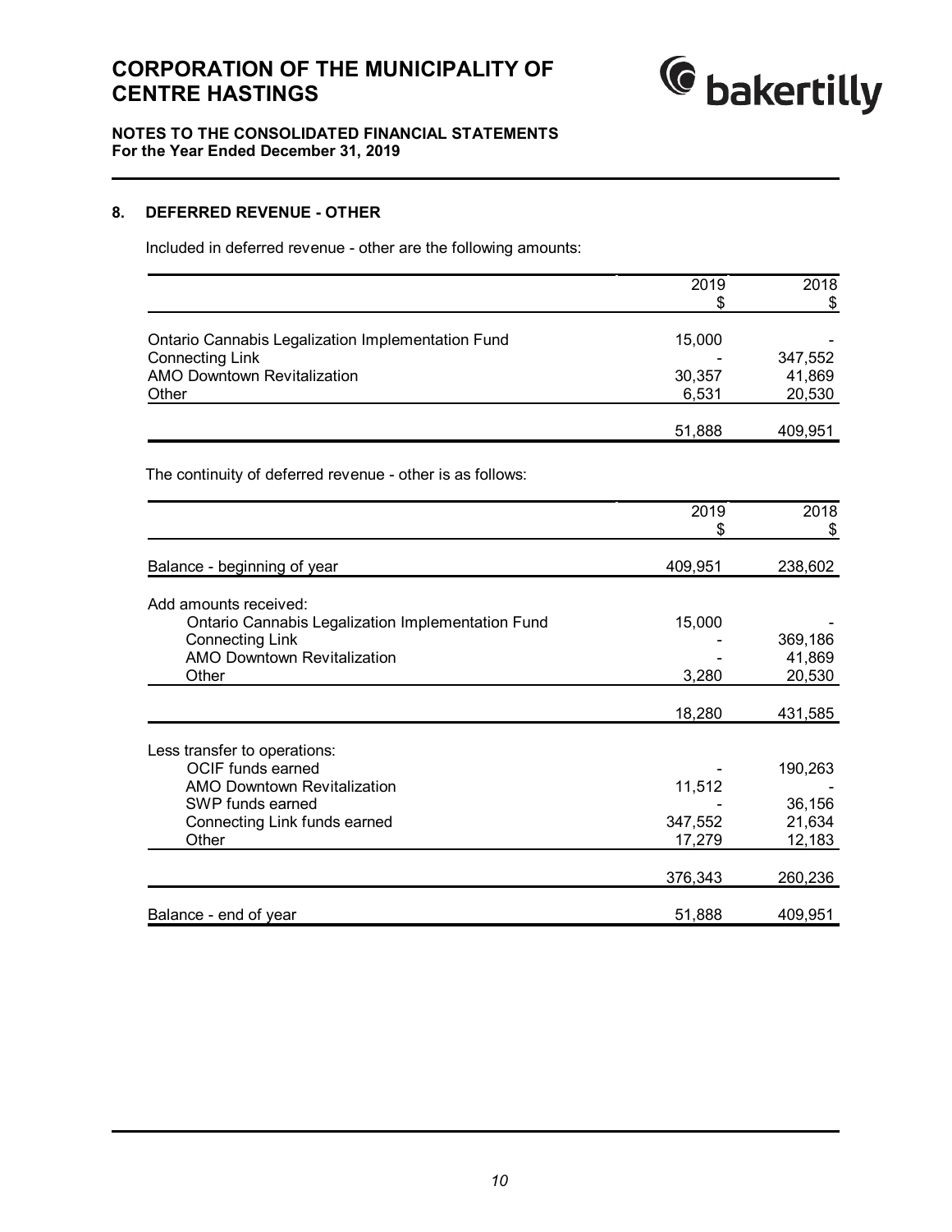## 8. DEFERRED REVENUE - OTHER

Included in deferred revenue - other are the following amounts:

| | 2019<br>$ | 2018<br>$ |
|---|---|---|
| Ontario Cannabis Legalization Implementation Fund | 15,000 | - |
| Connecting Link | - | 347,552 |
| AMO Downtown Revitalization | 30,357 | 41,869 |
| Other | 6,531 | 20,530 |
| | 51,888 | 409,951 |

The continuity of deferred revenue - other is as follows:

| | 2019<br>$ | 2018<br>$ |
|---|---|---|
| Balance - beginning of year | 409,951 | 238,602 |
| Add amounts received: | | |
| Ontario Cannabis Legalization Implementation Fund | 15,000 | - |
| Connecting Link | - | 369,186 |
| AMO Downtown Revitalization | - | 41,869 |
| Other | 3,280 | 20,530 |
| | 18,280 | 431,585 |
| Less transfer to operations: | | |
| OCIF funds earned | - | 190,263 |
| AMO Downtown Revitalization | 11,512 | - |
| SWP funds earned | - | 36,156 |
| Connecting Link funds earned | 347,552 | 21,634 |
| Other | 17,279 | 12,183 |
| | 376,343 | 260,236 |
| Balance - end of year | 51,888 | 409,951 |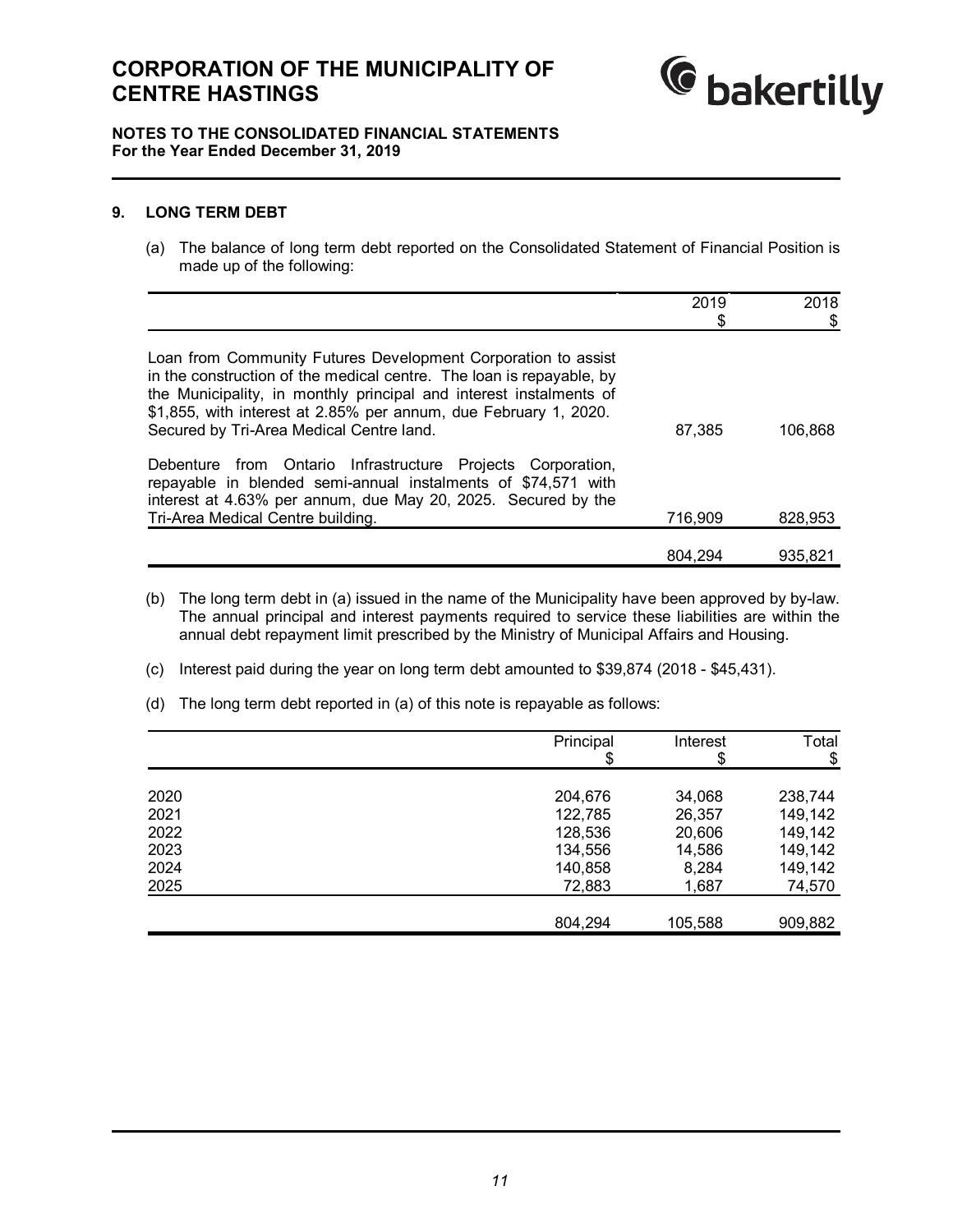# CORPORATION OF THE MUNICIPALITY OF CENTRE HASTINGS

**NOTES TO THE CONSOLIDATED FINANCIAL STATEMENTS**
**For the Year Ended December 31, 2019**

## 9. LONG TERM DEBT

(a) The balance of long term debt reported on the Consolidated Statement of Financial Position is made up of the following:

| | 2019 $ | 2018 $ |
|---|---|---|
| Loan from Community Futures Development Corporation to assist in the construction of the medical centre. The loan is repayable, by the Municipality, in monthly principal and interest instalments of $1,855, with interest at 2.85% per annum, due February 1, 2020. Secured by Tri-Area Medical Centre land. | 87,385 | 106,868 |
| Debenture from Ontario Infrastructure Projects Corporation, repayable in blended semi-annual instalments of $74,571 with interest at 4.63% per annum, due May 20, 2025. Secured by the Tri-Area Medical Centre building. | 716,909 | 828,953 |
| | 804,294 | 935,821 |

(b) The long term debt in (a) issued in the name of the Municipality have been approved by by-law. The annual principal and interest payments required to service these liabilities are within the annual debt repayment limit prescribed by the Ministry of Municipal Affairs and Housing.

(c) Interest paid during the year on long term debt amounted to $39,874 (2018 - $45,431).

(d) The long term debt reported in (a) of this note is repayable as follows:

| | Principal $ | Interest $ | Total $ |
|---|---|---|---|
| 2020 | 204,676 | 34,068 | 238,744 |
| 2021 | 122,785 | 26,357 | 149,142 |
| 2022 | 128,536 | 20,606 | 149,142 |
| 2023 | 134,556 | 14,586 | 149,142 |
| 2024 | 140,858 | 8,284 | 149,142 |
| 2025 | 72,883 | 1,687 | 74,570 |
| | 804,294 | 105,588 | 909,882 |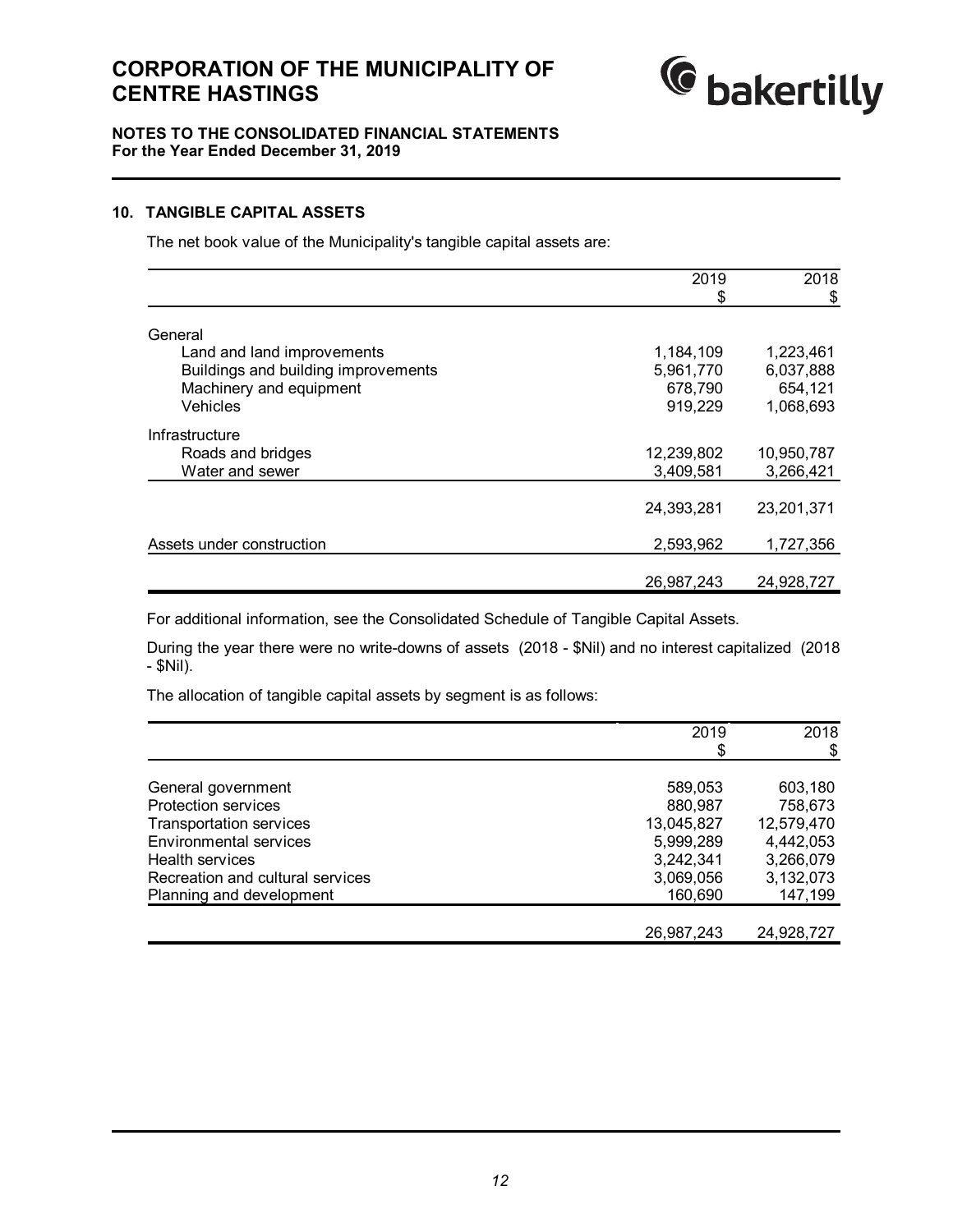# CORPORATION OF THE MUNICIPALITY OF CENTRE HASTINGS

**NOTES TO THE CONSOLIDATED FINANCIAL STATEMENTS**
**For the Year Ended December 31, 2019**

## 10. TANGIBLE CAPITAL ASSETS

The net book value of the Municipality's tangible capital assets are:

| | 2019<br>$ | 2018<br>$ |
|---|---:|---:|
| General | | |
| Land and land improvements | 1,184,109 | 1,223,461 |
| Buildings and building improvements | 5,961,770 | 6,037,888 |
| Machinery and equipment | 678,790 | 654,121 |
| Vehicles | 919,229 | 1,068,693 |
| Infrastructure | | |
| Roads and bridges | 12,239,802 | 10,950,787 |
| Water and sewer | 3,409,581 | 3,266,421 |
| | 24,393,281 | 23,201,371 |
| Assets under construction | 2,593,962 | 1,727,356 |
| | 26,987,243 | 24,928,727 |

For additional information, see the Consolidated Schedule of Tangible Capital Assets.

During the year there were no write-downs of assets (2018 - $Nil) and no interest capitalized (2018 - $Nil).

The allocation of tangible capital assets by segment is as follows:

| | 2019<br>$ | 2018<br>$ |
|---|---:|---:|
| General government | 589,053 | 603,180 |
| Protection services | 880,987 | 758,673 |
| Transportation services | 13,045,827 | 12,579,470 |
| Environmental services | 5,999,289 | 4,442,053 |
| Health services | 3,242,341 | 3,266,079 |
| Recreation and cultural services | 3,069,056 | 3,132,073 |
| Planning and development | 160,690 | 147,199 |
| | 26,987,243 | 24,928,727 |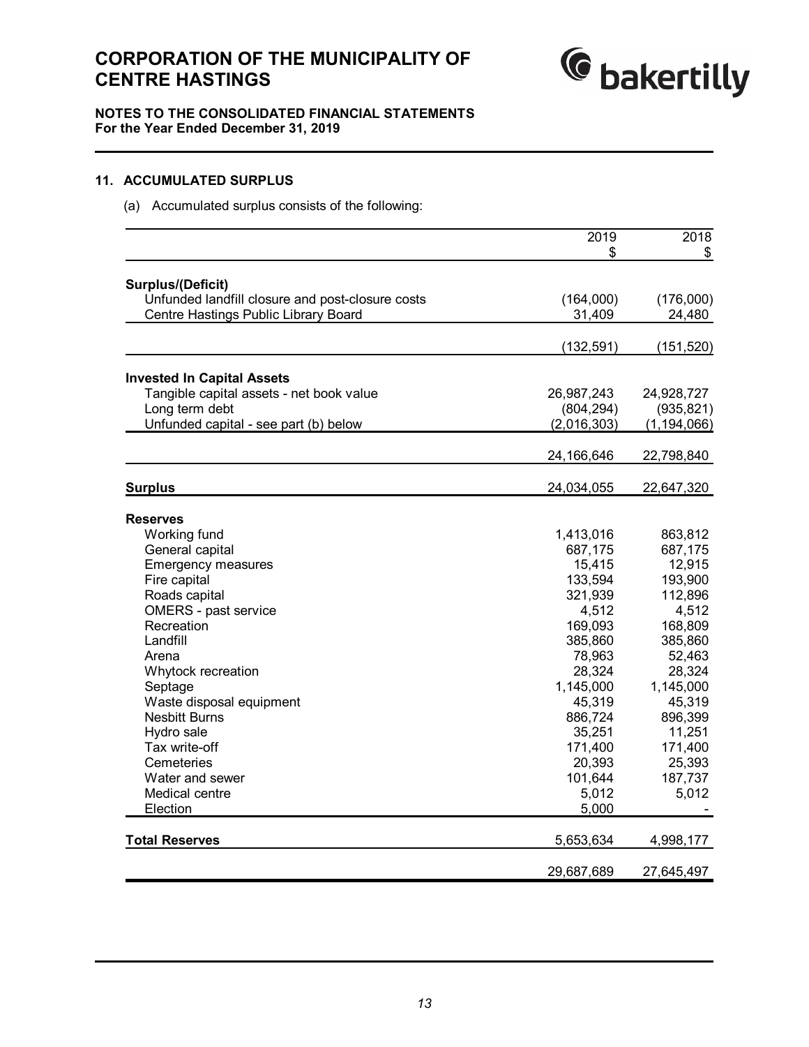# CORPORATION OF THE MUNICIPALITY OF CENTRE HASTINGS

**NOTES TO THE CONSOLIDATED FINANCIAL STATEMENTS**
**For the Year Ended December 31, 2019**

### 11. ACCUMULATED SURPLUS

(a) Accumulated surplus consists of the following:

| | 2019 $ | 2018 $ |
|---|---|---|
| **Surplus/(Deficit)** | | |
| Unfunded landfill closure and post-closure costs | (164,000) | (176,000) |
| Centre Hastings Public Library Board | 31,409 | 24,480 |
| | (132,591) | (151,520) |
| **Invested In Capital Assets** | | |
| Tangible capital assets - net book value | 26,987,243 | 24,928,727 |
| Long term debt | (804,294) | (935,821) |
| Unfunded capital - see part (b) below | (2,016,303) | (1,194,066) |
| | 24,166,646 | 22,798,840 |
| **Surplus** | 24,034,055 | 22,647,320 |
| **Reserves** | | |
| Working fund | 1,413,016 | 863,812 |
| General capital | 687,175 | 687,175 |
| Emergency measures | 15,415 | 12,915 |
| Fire capital | 133,594 | 193,900 |
| Roads capital | 321,939 | 112,896 |
| OMERS - past service | 4,512 | 4,512 |
| Recreation | 169,093 | 168,809 |
| Landfill | 385,860 | 385,860 |
| Arena | 78,963 | 52,463 |
| Whytock recreation | 28,324 | 28,324 |
| Septage | 1,145,000 | 1,145,000 |
| Waste disposal equipment | 45,319 | 45,319 |
| Nesbitt Burns | 886,724 | 896,399 |
| Hydro sale | 35,251 | 11,251 |
| Tax write-off | 171,400 | 171,400 |
| Cemeteries | 20,393 | 25,393 |
| Water and sewer | 101,644 | 187,737 |
| Medical centre | 5,012 | 5,012 |
| Election | 5,000 | - |
| **Total Reserves** | 5,653,634 | 4,998,177 |
| | 29,687,689 | 27,645,497 |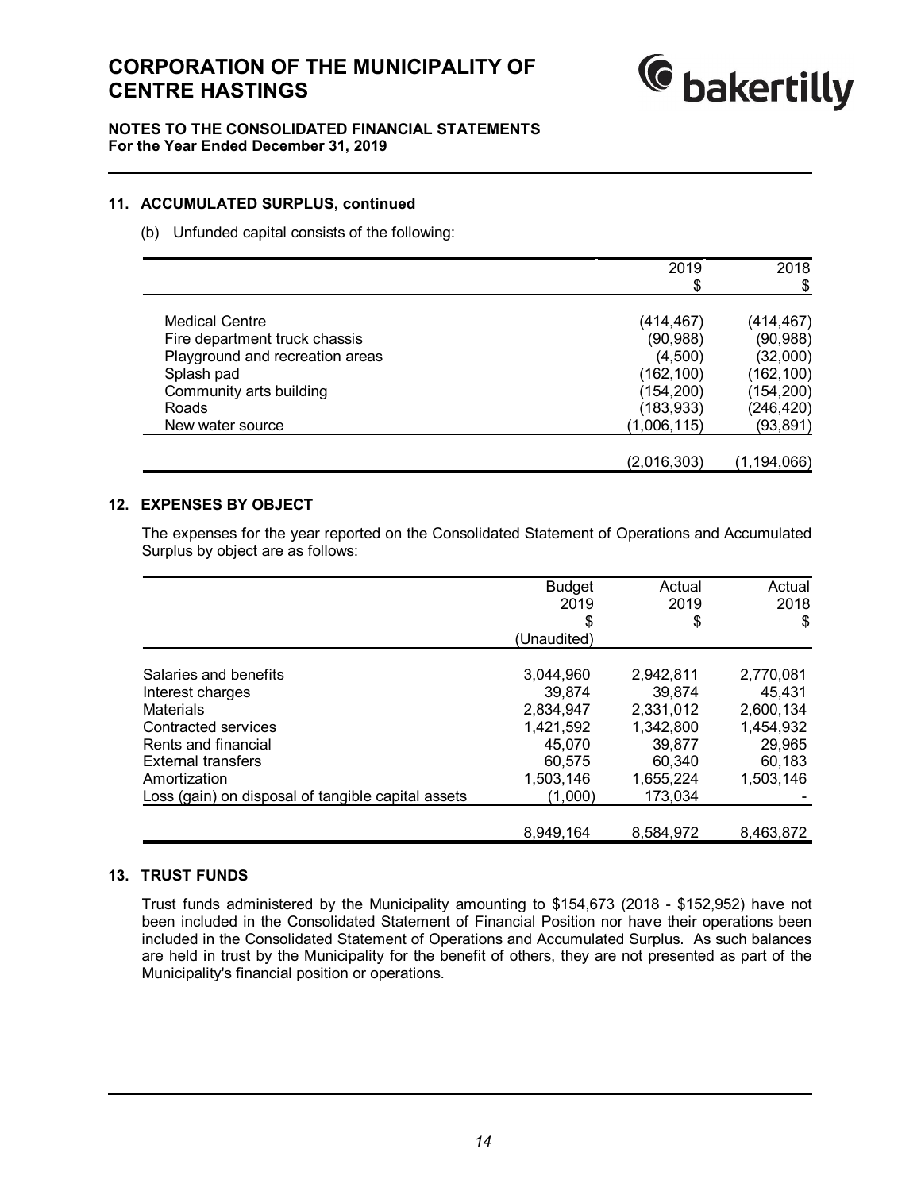## 11. ACCUMULATED SURPLUS, continued

(b) Unfunded capital consists of the following:

| | 2019<br>$ | 2018<br>$ |
|---|---|---|
| Medical Centre | (414,467) | (414,467) |
| Fire department truck chassis | (90,988) | (90,988) |
| Playground and recreation areas | (4,500) | (32,000) |
| Splash pad | (162,100) | (162,100) |
| Community arts building | (154,200) | (154,200) |
| Roads | (183,933) | (246,420) |
| New water source | (1,006,115) | (93,891) |
| | (2,016,303) | (1,194,066) |

## 12. EXPENSES BY OBJECT

The expenses for the year reported on the Consolidated Statement of Operations and Accumulated Surplus by object are as follows:

| | Budget<br>2019<br>$<br>(Unaudited) | Actual<br>2019<br>$ | Actual<br>2018<br>$ |
|---|---|---|---|
| Salaries and benefits | 3,044,960 | 2,942,811 | 2,770,081 |
| Interest charges | 39,874 | 39,874 | 45,431 |
| Materials | 2,834,947 | 2,331,012 | 2,600,134 |
| Contracted services | 1,421,592 | 1,342,800 | 1,454,932 |
| Rents and financial | 45,070 | 39,877 | 29,965 |
| External transfers | 60,575 | 60,340 | 60,183 |
| Amortization | 1,503,146 | 1,655,224 | 1,503,146 |
| Loss (gain) on disposal of tangible capital assets | (1,000) | 173,034 | - |
| | 8,949,164 | 8,584,972 | 8,463,872 |

## 13. TRUST FUNDS

Trust funds administered by the Municipality amounting to $154,673 (2018 - $152,952) have not been included in the Consolidated Statement of Financial Position nor have their operations been included in the Consolidated Statement of Operations and Accumulated Surplus. As such balances are held in trust by the Municipality for the benefit of others, they are not presented as part of the Municipality's financial position or operations.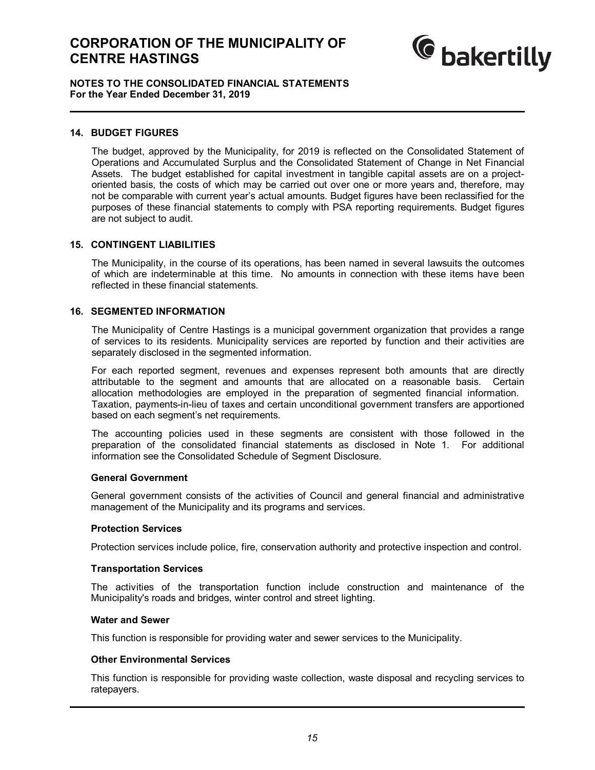## 14. BUDGET FIGURES

The budget, approved by the Municipality, for 2019 is reflected on the Consolidated Statement of Operations and Accumulated Surplus and the Consolidated Statement of Change in Net Financial Assets. The budget established for capital investment in tangible capital assets are on a project-oriented basis, the costs of which may be carried out over one or more years and, therefore, may not be comparable with current year's actual amounts. Budget figures have been reclassified for the purposes of these financial statements to comply with PSA reporting requirements. Budget figures are not subject to audit.

## 15. CONTINGENT LIABILITIES

The Municipality, in the course of its operations, has been named in several lawsuits the outcomes of which are indeterminable at this time. No amounts in connection with these items have been reflected in these financial statements.

## 16. SEGMENTED INFORMATION

The Municipality of Centre Hastings is a municipal government organization that provides a range of services to its residents. Municipality services are reported by function and their activities are separately disclosed in the segmented information.

For each reported segment, revenues and expenses represent both amounts that are directly attributable to the segment and amounts that are allocated on a reasonable basis. Certain allocation methodologies are employed in the preparation of segmented financial information. Taxation, payments-in-lieu of taxes and certain unconditional government transfers are apportioned based on each segment's net requirements.

The accounting policies used in these segments are consistent with those followed in the preparation of the consolidated financial statements as disclosed in Note 1. For additional information see the Consolidated Schedule of Segment Disclosure.

**General Government**

General government consists of the activities of Council and general financial and administrative management of the Municipality and its programs and services.

**Protection Services**

Protection services include police, fire, conservation authority and protective inspection and control.

**Transportation Services**

The activities of the transportation function include construction and maintenance of the Municipality's roads and bridges, winter control and street lighting.

**Water and Sewer**

This function is responsible for providing water and sewer services to the Municipality.

**Other Environmental Services**

This function is responsible for providing waste collection, waste disposal and recycling services to ratepayers.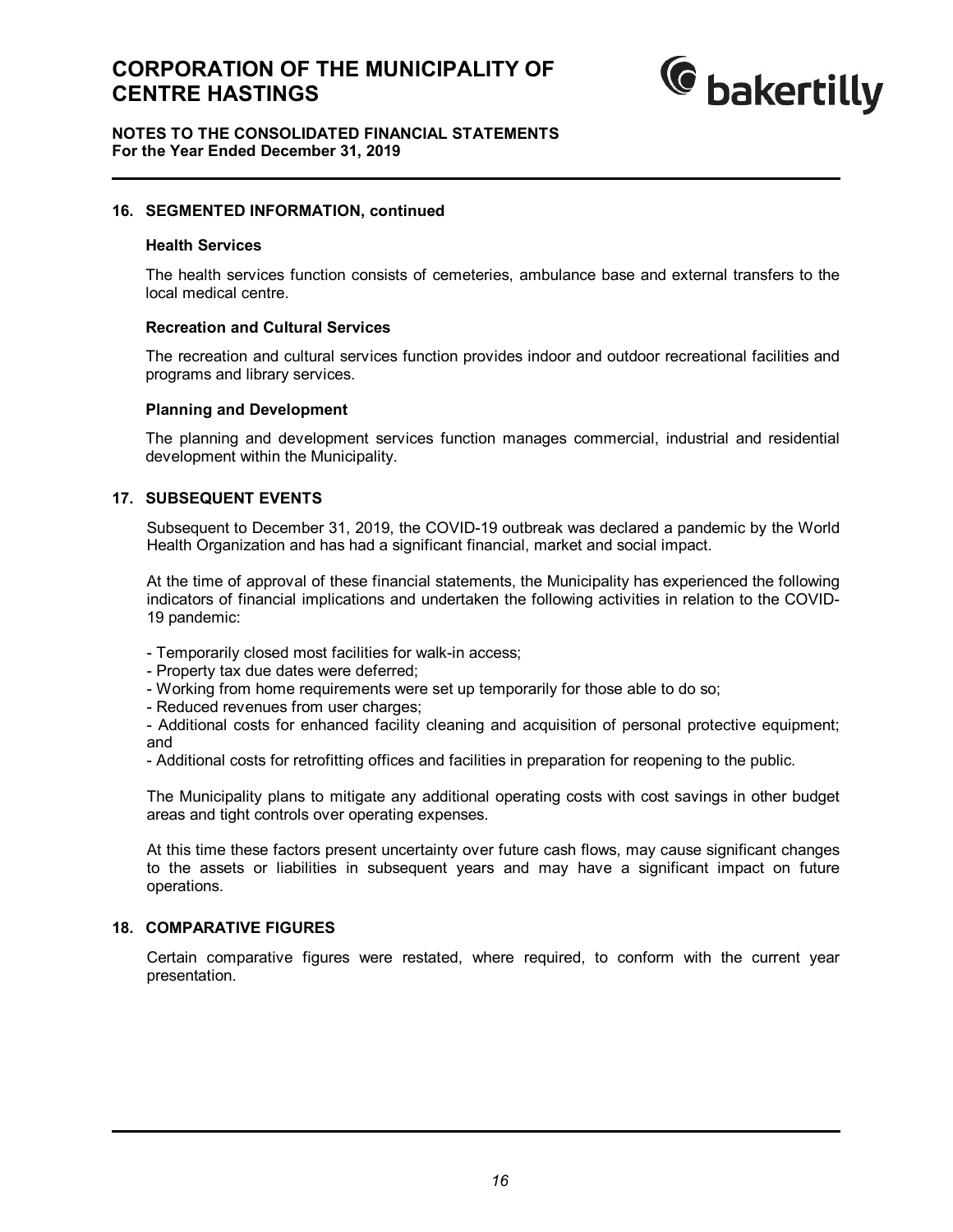## 16. SEGMENTED INFORMATION, continued

### Health Services

The health services function consists of cemeteries, ambulance base and external transfers to the local medical centre.

### Recreation and Cultural Services

The recreation and cultural services function provides indoor and outdoor recreational facilities and programs and library services.

### Planning and Development

The planning and development services function manages commercial, industrial and residential development within the Municipality.

## 17. SUBSEQUENT EVENTS

Subsequent to December 31, 2019, the COVID-19 outbreak was declared a pandemic by the World Health Organization and has had a significant financial, market and social impact.

At the time of approval of these financial statements, the Municipality has experienced the following indicators of financial implications and undertaken the following activities in relation to the COVID-19 pandemic:

- Temporarily closed most facilities for walk-in access;
- Property tax due dates were deferred;
- Working from home requirements were set up temporarily for those able to do so;
- Reduced revenues from user charges;
- Additional costs for enhanced facility cleaning and acquisition of personal protective equipment; and
- Additional costs for retrofitting offices and facilities in preparation for reopening to the public.

The Municipality plans to mitigate any additional operating costs with cost savings in other budget areas and tight controls over operating expenses.

At this time these factors present uncertainty over future cash flows, may cause significant changes to the assets or liabilities in subsequent years and may have a significant impact on future operations.

## 18. COMPARATIVE FIGURES

Certain comparative figures were restated, where required, to conform with the current year presentation.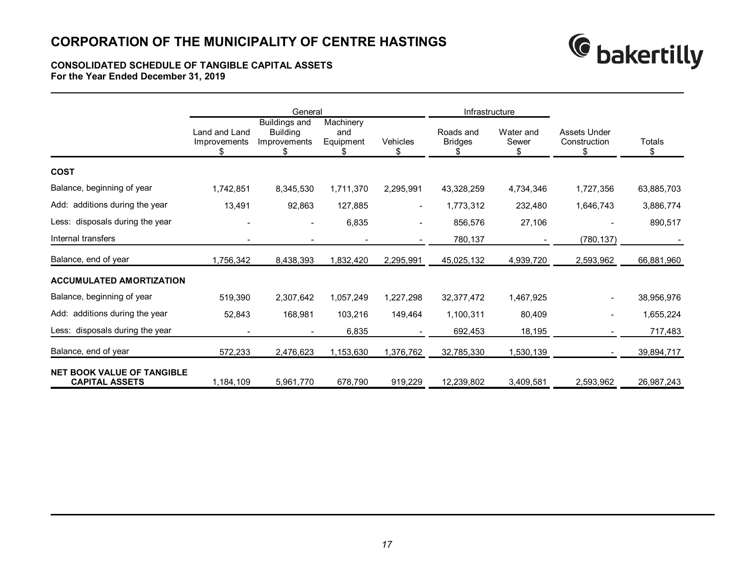# CORPORATION OF THE MUNICIPALITY OF CENTRE HASTINGS

### CONSOLIDATED SCHEDULE OF TANGIBLE CAPITAL ASSETS
**For the Year Ended December 31, 2019**

| | General | | | | Infrastructure | | | |
|---|---|---|---|---|---|---|---|---|
| | Land and Land Improvements $ | Buildings and Building Improvements $ | Machinery and Equipment $ | Vehicles $ | Roads and Bridges $ | Water and Sewer $ | Assets Under Construction $ | Totals $ |
| **COST** | | | | | | | | |
| Balance, beginning of year | 1,742,851 | 8,345,530 | 1,711,370 | 2,295,991 | 43,328,259 | 4,734,346 | 1,727,356 | 63,885,703 |
| Add: additions during the year | 13,491 | 92,863 | 127,885 | - | 1,773,312 | 232,480 | 1,646,743 | 3,886,774 |
| Less: disposals during the year | - | - | 6,835 | - | 856,576 | 27,106 | - | 890,517 |
| Internal transfers | - | - | - | - | 780,137 | - | (780,137) | - |
| Balance, end of year | 1,756,342 | 8,438,393 | 1,832,420 | 2,295,991 | 45,025,132 | 4,939,720 | 2,593,962 | 66,881,960 |
| **ACCUMULATED AMORTIZATION** | | | | | | | | |
| Balance, beginning of year | 519,390 | 2,307,642 | 1,057,249 | 1,227,298 | 32,377,472 | 1,467,925 | - | 38,956,976 |
| Add: additions during the year | 52,843 | 168,981 | 103,216 | 149,464 | 1,100,311 | 80,409 | - | 1,655,224 |
| Less: disposals during the year | - | - | 6,835 | - | 692,453 | 18,195 | - | 717,483 |
| Balance, end of year | 572,233 | 2,476,623 | 1,153,630 | 1,376,762 | 32,785,330 | 1,530,139 | - | 39,894,717 |
| **NET BOOK VALUE OF TANGIBLE CAPITAL ASSETS** | 1,184,109 | 5,961,770 | 678,790 | 919,229 | 12,239,802 | 3,409,581 | 2,593,962 | 26,987,243 |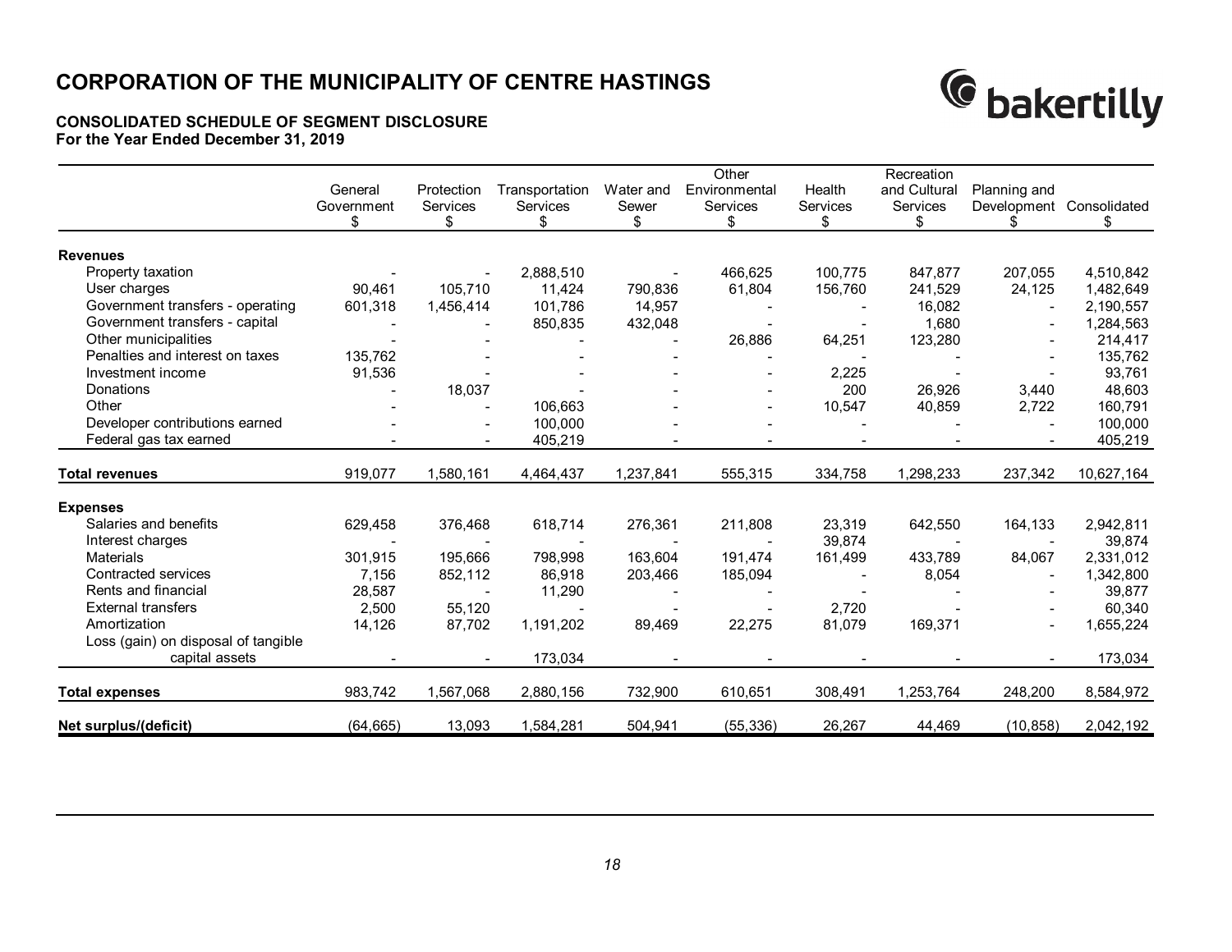# CORPORATION OF THE MUNICIPALITY OF CENTRE HASTINGS

### CONSOLIDATED SCHEDULE OF SEGMENT DISCLOSURE
**For the Year Ended December 31, 2019**

| | General Government $ | Protection Services $ | Transportation Services $ | Water and Sewer $ | Other Environmental Services $ | Health Services $ | Recreation and Cultural Services $ | Planning and Development $ | Consolidated $ |
|---|---|---|---|---|---|---|---|---|---|
| **Revenues** | | | | | | | | | |
| Property taxation | - | - | 2,888,510 | - | 466,625 | 100,775 | 847,877 | 207,055 | 4,510,842 |
| User charges | 90,461 | 105,710 | 11,424 | 790,836 | 61,804 | 156,760 | 241,529 | 24,125 | 1,482,649 |
| Government transfers - operating | 601,318 | 1,456,414 | 101,786 | 14,957 | - | - | 16,082 | - | 2,190,557 |
| Government transfers - capital | - | - | 850,835 | 432,048 | - | - | 1,680 | - | 1,284,563 |
| Other municipalities | - | - | - | - | 26,886 | 64,251 | 123,280 | - | 214,417 |
| Penalties and interest on taxes | 135,762 | - | - | - | - | - | - | - | 135,762 |
| Investment income | 91,536 | - | - | - | - | 2,225 | - | - | 93,761 |
| Donations | - | 18,037 | - | - | - | 200 | 26,926 | 3,440 | 48,603 |
| Other | - | - | 106,663 | - | - | 10,547 | 40,859 | 2,722 | 160,791 |
| Developer contributions earned | - | - | 100,000 | - | - | - | - | - | 100,000 |
| Federal gas tax earned | - | - | 405,219 | - | - | - | - | - | 405,219 |
| **Total revenues** | 919,077 | 1,580,161 | 4,464,437 | 1,237,841 | 555,315 | 334,758 | 1,298,233 | 237,342 | 10,627,164 |
| **Expenses** | | | | | | | | | |
| Salaries and benefits | 629,458 | 376,468 | 618,714 | 276,361 | 211,808 | 23,319 | 642,550 | 164,133 | 2,942,811 |
| Interest charges | - | - | - | - | - | 39,874 | - | - | 39,874 |
| Materials | 301,915 | 195,666 | 798,998 | 163,604 | 191,474 | 161,499 | 433,789 | 84,067 | 2,331,012 |
| Contracted services | 7,156 | 852,112 | 86,918 | 203,466 | 185,094 | - | 8,054 | - | 1,342,800 |
| Rents and financial | 28,587 | - | 11,290 | - | - | - | - | - | 39,877 |
| External transfers | 2,500 | 55,120 | - | - | - | 2,720 | - | - | 60,340 |
| Amortization | 14,126 | 87,702 | 1,191,202 | 89,469 | 22,275 | 81,079 | 169,371 | - | 1,655,224 |
| Loss (gain) on disposal of tangible capital assets | - | - | 173,034 | - | - | - | - | - | 173,034 |
| **Total expenses** | 983,742 | 1,567,068 | 2,880,156 | 732,900 | 610,651 | 308,491 | 1,253,764 | 248,200 | 8,584,972 |
| **Net surplus/(deficit)** | (64,665) | 13,093 | 1,584,281 | 504,941 | (55,336) | 26,267 | 44,469 | (10,858) | 2,042,192 |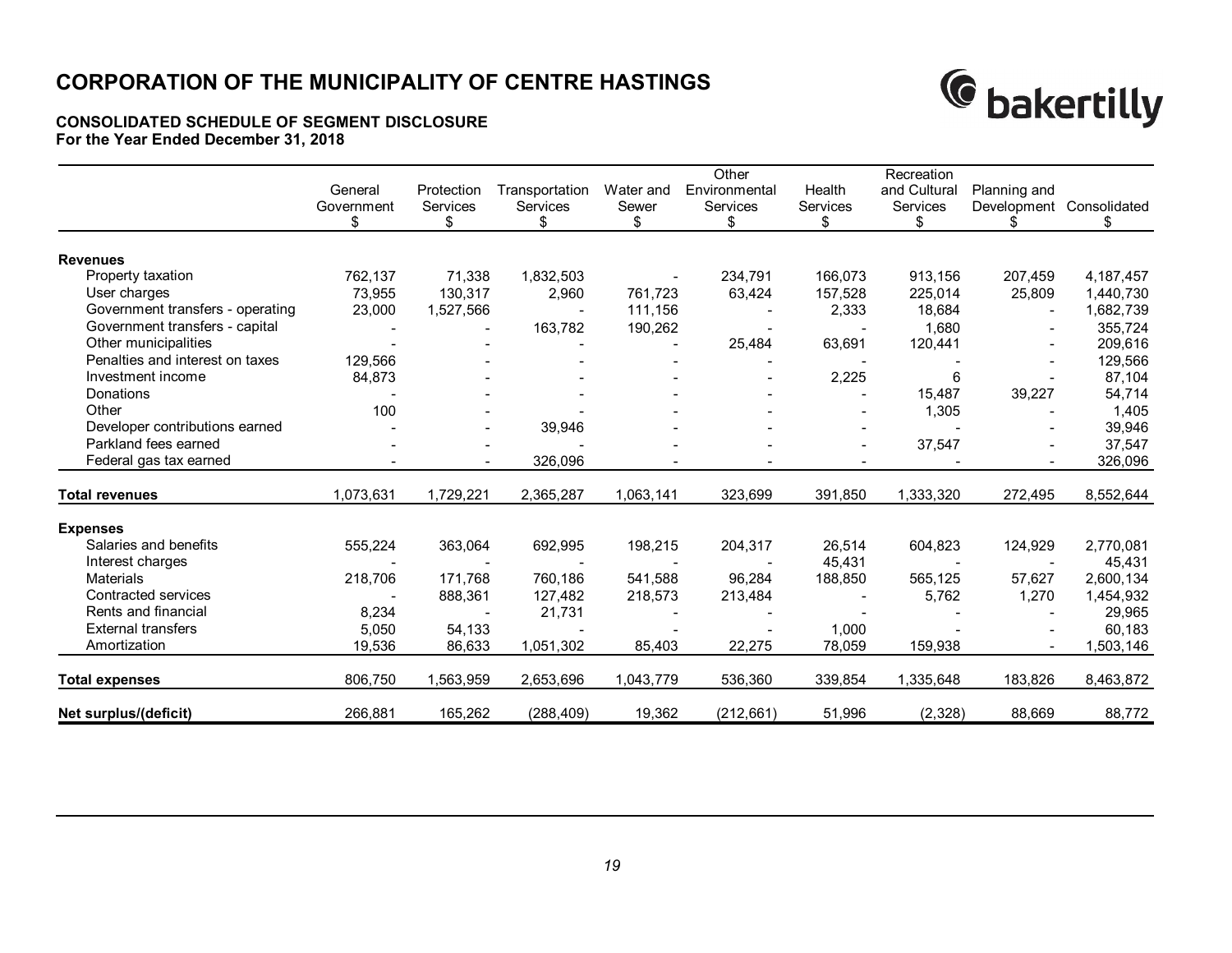# CORPORATION OF THE MUNICIPALITY OF CENTRE HASTINGS

**CONSOLIDATED SCHEDULE OF SEGMENT DISCLOSURE**
**For the Year Ended December 31, 2018**

| | General Government $ | Protection Services $ | Transportation Services $ | Water and Sewer $ | Other Environmental Services $ | Health Services $ | Recreation and Cultural Services $ | Planning and Development $ | Consolidated $ |
|---|---|---|---|---|---|---|---|---|---|
| **Revenues** | | | | | | | | | |
| Property taxation | 762,137 | 71,338 | 1,832,503 | - | 234,791 | 166,073 | 913,156 | 207,459 | 4,187,457 |
| User charges | 73,955 | 130,317 | 2,960 | 761,723 | 63,424 | 157,528 | 225,014 | 25,809 | 1,440,730 |
| Government transfers - operating | 23,000 | 1,527,566 | - | 111,156 | - | 2,333 | 18,684 | - | 1,682,739 |
| Government transfers - capital | - | - | 163,782 | 190,262 | - | - | 1,680 | - | 355,724 |
| Other municipalities | - | - | - | - | 25,484 | 63,691 | 120,441 | - | 209,616 |
| Penalties and interest on taxes | 129,566 | - | - | - | - | - | - | - | 129,566 |
| Investment income | 84,873 | - | - | - | - | 2,225 | 6 | - | 87,104 |
| Donations | - | - | - | - | - | - | 15,487 | 39,227 | 54,714 |
| Other | 100 | - | - | - | - | - | 1,305 | - | 1,405 |
| Developer contributions earned | - | - | 39,946 | - | - | - | - | - | 39,946 |
| Parkland fees earned | - | - | - | - | - | - | 37,547 | - | 37,547 |
| Federal gas tax earned | - | - | 326,096 | - | - | - | - | - | 326,096 |
| **Total revenues** | 1,073,631 | 1,729,221 | 2,365,287 | 1,063,141 | 323,699 | 391,850 | 1,333,320 | 272,495 | 8,552,644 |
| **Expenses** | | | | | | | | | |
| Salaries and benefits | 555,224 | 363,064 | 692,995 | 198,215 | 204,317 | 26,514 | 604,823 | 124,929 | 2,770,081 |
| Interest charges | - | - | - | - | - | 45,431 | - | - | 45,431 |
| Materials | 218,706 | 171,768 | 760,186 | 541,588 | 96,284 | 188,850 | 565,125 | 57,627 | 2,600,134 |
| Contracted services | - | 888,361 | 127,482 | 218,573 | 213,484 | - | 5,762 | 1,270 | 1,454,932 |
| Rents and financial | 8,234 | - | 21,731 | - | - | - | - | - | 29,965 |
| External transfers | 5,050 | 54,133 | - | - | - | 1,000 | - | - | 60,183 |
| Amortization | 19,536 | 86,633 | 1,051,302 | 85,403 | 22,275 | 78,059 | 159,938 | - | 1,503,146 |
| **Total expenses** | 806,750 | 1,563,959 | 2,653,696 | 1,043,779 | 536,360 | 339,854 | 1,335,648 | 183,826 | 8,463,872 |
| **Net surplus/(deficit)** | 266,881 | 165,262 | (288,409) | 19,362 | (212,661) | 51,996 | (2,328) | 88,669 | 88,772 |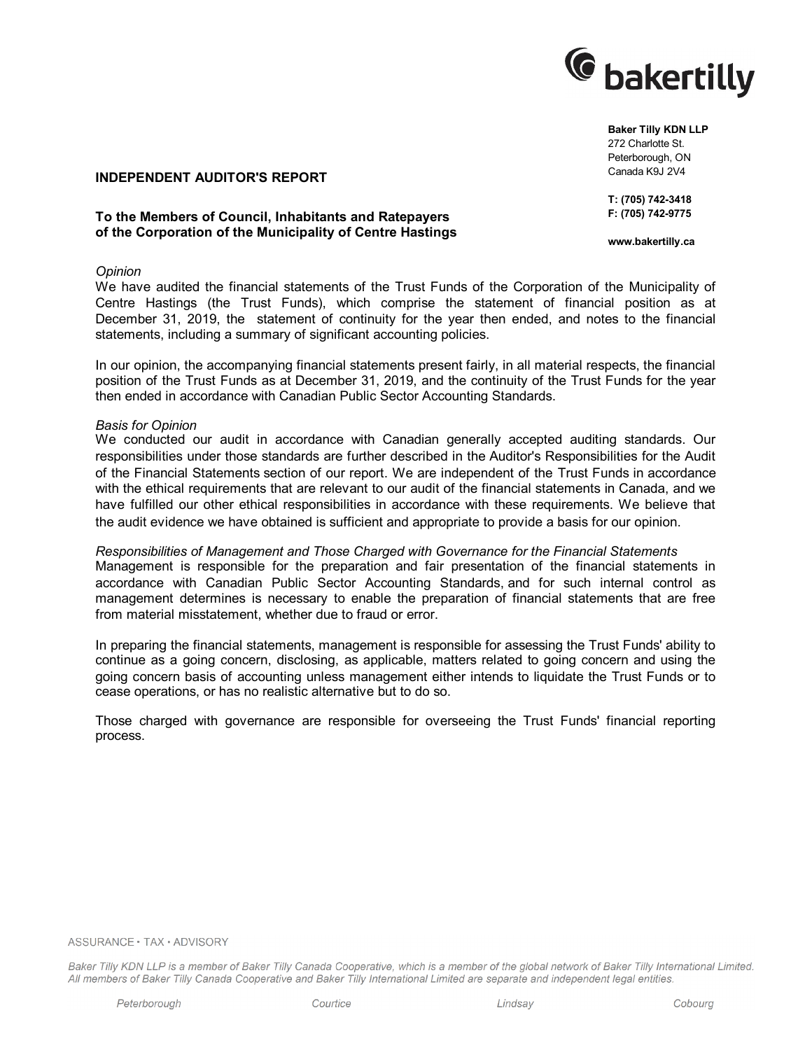**Baker Tilly KDN LLP**
272 Charlotte St.
Peterborough, ON
Canada K9J 2V4

**T: (705) 742-3418**
**F: (705) 742-9775**

**www.bakertilly.ca**

## INDEPENDENT AUDITOR'S REPORT

**To the Members of Council, Inhabitants and Ratepayers of the Corporation of the Municipality of Centre Hastings**

*Opinion*

We have audited the financial statements of the Trust Funds of the Corporation of the Municipality of Centre Hastings (the Trust Funds), which comprise the statement of financial position as at December 31, 2019, the statement of continuity for the year then ended, and notes to the financial statements, including a summary of significant accounting policies.

In our opinion, the accompanying financial statements present fairly, in all material respects, the financial position of the Trust Funds as at December 31, 2019, and the continuity of the Trust Funds for the year then ended in accordance with Canadian Public Sector Accounting Standards.

*Basis for Opinion*

We conducted our audit in accordance with Canadian generally accepted auditing standards. Our responsibilities under those standards are further described in the Auditor's Responsibilities for the Audit of the Financial Statements section of our report. We are independent of the Trust Funds in accordance with the ethical requirements that are relevant to our audit of the financial statements in Canada, and we have fulfilled our other ethical responsibilities in accordance with these requirements. We believe that the audit evidence we have obtained is sufficient and appropriate to provide a basis for our opinion.

*Responsibilities of Management and Those Charged with Governance for the Financial Statements*

Management is responsible for the preparation and fair presentation of the financial statements in accordance with Canadian Public Sector Accounting Standards, and for such internal control as management determines is necessary to enable the preparation of financial statements that are free from material misstatement, whether due to fraud or error.

In preparing the financial statements, management is responsible for assessing the Trust Funds' ability to continue as a going concern, disclosing, as applicable, matters related to going concern and using the going concern basis of accounting unless management either intends to liquidate the Trust Funds or to cease operations, or has no realistic alternative but to do so.

Those charged with governance are responsible for overseeing the Trust Funds' financial reporting process.

ASSURANCE • TAX • ADVISORY

*Baker Tilly KDN LLP is a member of Baker Tilly Canada Cooperative, which is a member of the global network of Baker Tilly International Limited. All members of Baker Tilly Canada Cooperative and Baker Tilly International Limited are separate and independent legal entities.*

*Peterborough* *Courtice* *Lindsay* *Cobourg*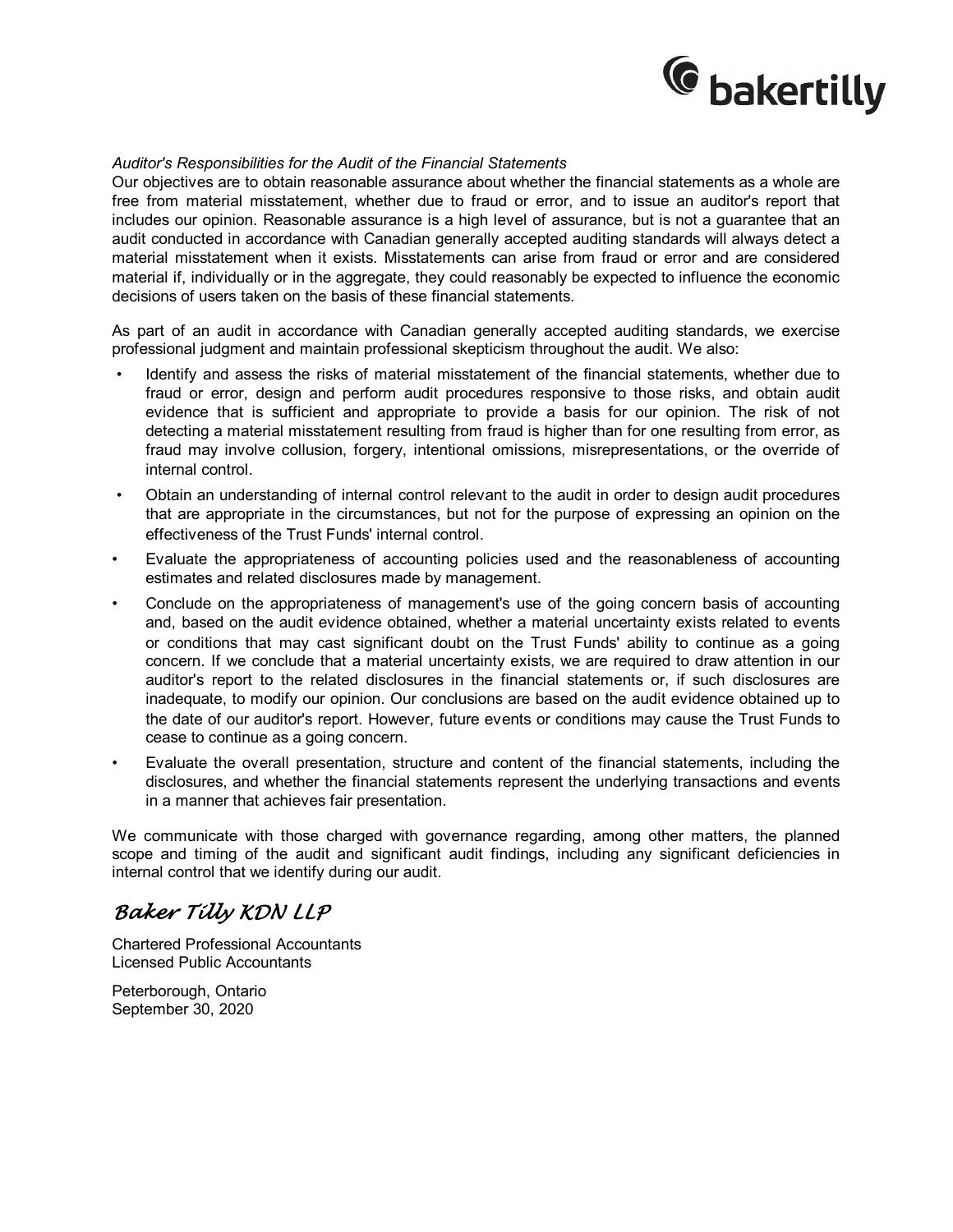*Auditor's Responsibilities for the Audit of the Financial Statements*

Our objectives are to obtain reasonable assurance about whether the financial statements as a whole are free from material misstatement, whether due to fraud or error, and to issue an auditor's report that includes our opinion. Reasonable assurance is a high level of assurance, but is not a guarantee that an audit conducted in accordance with Canadian generally accepted auditing standards will always detect a material misstatement when it exists. Misstatements can arise from fraud or error and are considered material if, individually or in the aggregate, they could reasonably be expected to influence the economic decisions of users taken on the basis of these financial statements.

As part of an audit in accordance with Canadian generally accepted auditing standards, we exercise professional judgment and maintain professional skepticism throughout the audit. We also:

- Identify and assess the risks of material misstatement of the financial statements, whether due to fraud or error, design and perform audit procedures responsive to those risks, and obtain audit evidence that is sufficient and appropriate to provide a basis for our opinion. The risk of not detecting a material misstatement resulting from fraud is higher than for one resulting from error, as fraud may involve collusion, forgery, intentional omissions, misrepresentations, or the override of internal control.
- Obtain an understanding of internal control relevant to the audit in order to design audit procedures that are appropriate in the circumstances, but not for the purpose of expressing an opinion on the effectiveness of the Trust Funds' internal control.
- Evaluate the appropriateness of accounting policies used and the reasonableness of accounting estimates and related disclosures made by management.
- Conclude on the appropriateness of management's use of the going concern basis of accounting and, based on the audit evidence obtained, whether a material uncertainty exists related to events or conditions that may cast significant doubt on the Trust Funds' ability to continue as a going concern. If we conclude that a material uncertainty exists, we are required to draw attention in our auditor's report to the related disclosures in the financial statements or, if such disclosures are inadequate, to modify our opinion. Our conclusions are based on the audit evidence obtained up to the date of our auditor's report. However, future events or conditions may cause the Trust Funds to cease to continue as a going concern.
- Evaluate the overall presentation, structure and content of the financial statements, including the disclosures, and whether the financial statements represent the underlying transactions and events in a manner that achieves fair presentation.

We communicate with those charged with governance regarding, among other matters, the planned scope and timing of the audit and significant audit findings, including any significant deficiencies in internal control that we identify during our audit.

*Baker Tilly KDN LLP*

Chartered Professional Accountants
Licensed Public Accountants

Peterborough, Ontario
September 30, 2020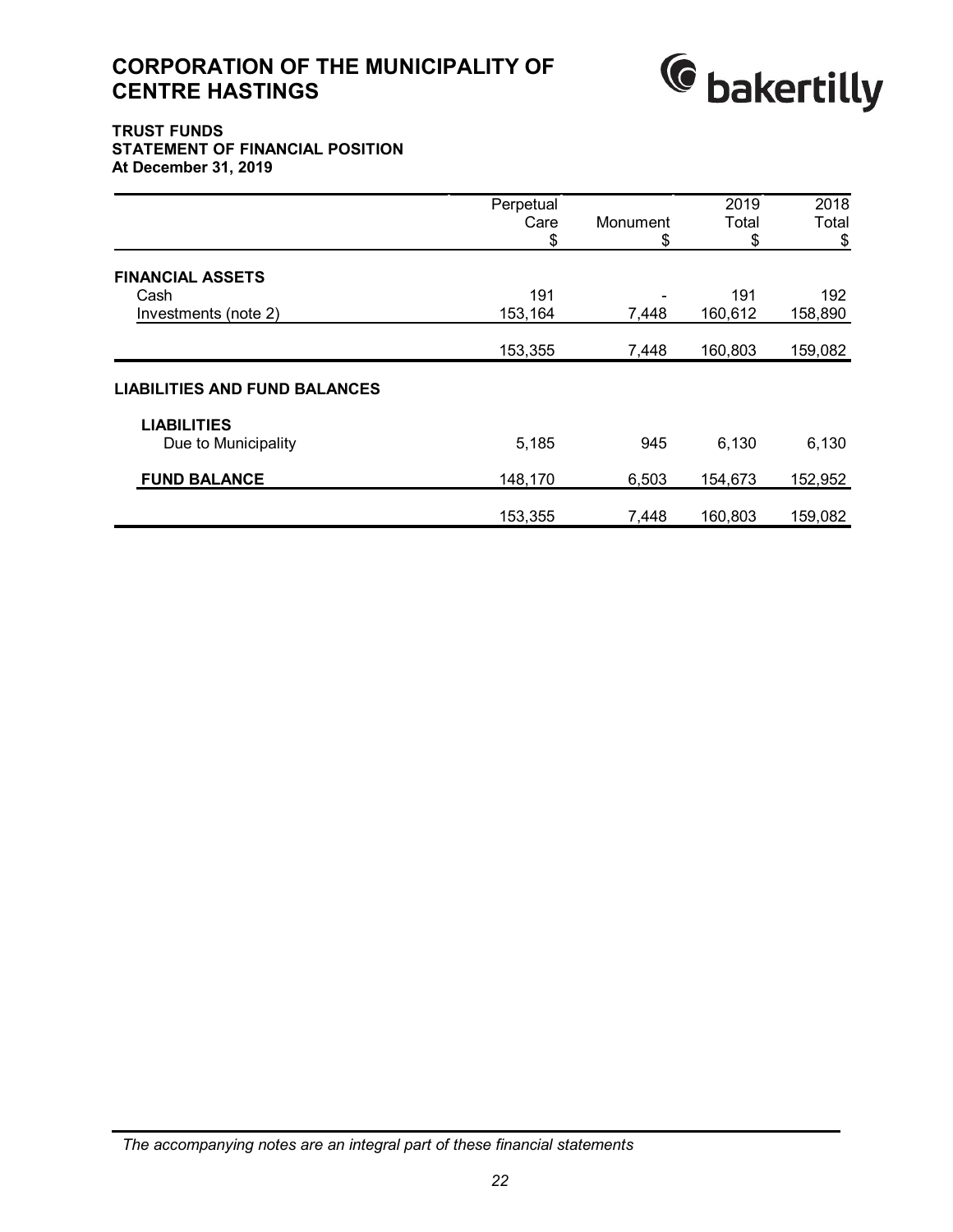# CORPORATION OF THE MUNICIPALITY OF CENTRE HASTINGS

**TRUST FUNDS**
**STATEMENT OF FINANCIAL POSITION**
**At December 31, 2019**

| | Perpetual Care $ | Monument $ | 2019 Total $ | 2018 Total $ |
|---|---|---|---|---|
| **FINANCIAL ASSETS** | | | | |
| Cash | 191 | - | 191 | 192 |
| Investments (note 2) | 153,164 | 7,448 | 160,612 | 158,890 |
| | 153,355 | 7,448 | 160,803 | 159,082 |
| **LIABILITIES AND FUND BALANCES** | | | | |
| **LIABILITIES** | | | | |
| Due to Municipality | 5,185 | 945 | 6,130 | 6,130 |
| **FUND BALANCE** | 148,170 | 6,503 | 154,673 | 152,952 |
| | 153,355 | 7,448 | 160,803 | 159,082 |

*The accompanying notes are an integral part of these financial statements*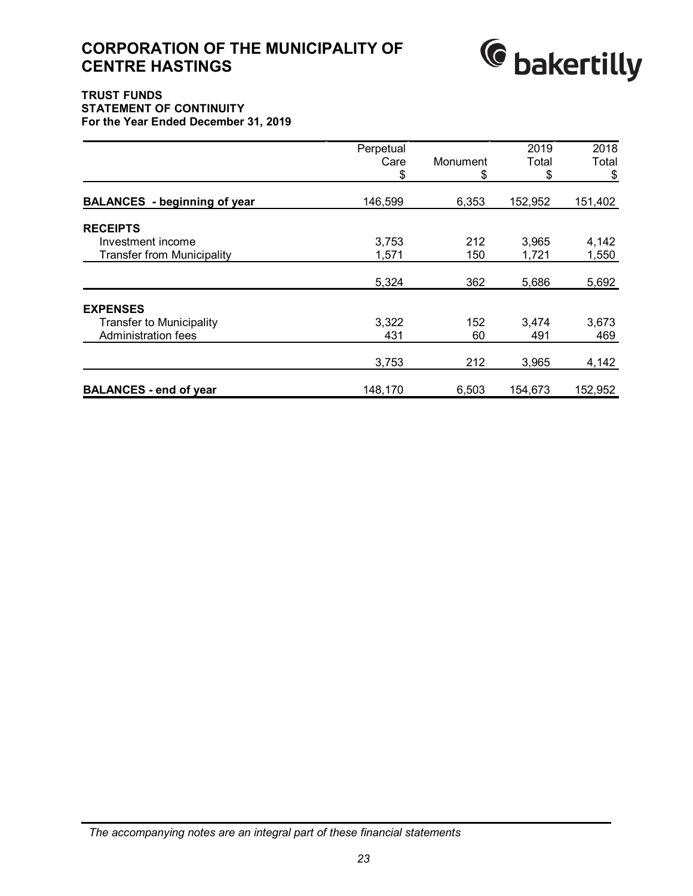# CORPORATION OF THE MUNICIPALITY OF CENTRE HASTINGS

**TRUST FUNDS**
**STATEMENT OF CONTINUITY**
**For the Year Ended December 31, 2019**

| | Perpetual Care $ | Monument $ | 2019 Total $ | 2018 Total $ |
|---|---|---|---|---|
| **BALANCES - beginning of year** | 146,599 | 6,353 | 152,952 | 151,402 |
| **RECEIPTS** | | | | |
| Investment income | 3,753 | 212 | 3,965 | 4,142 |
| Transfer from Municipality | 1,571 | 150 | 1,721 | 1,550 |
| | 5,324 | 362 | 5,686 | 5,692 |
| **EXPENSES** | | | | |
| Transfer to Municipality | 3,322 | 152 | 3,474 | 3,673 |
| Administration fees | 431 | 60 | 491 | 469 |
| | 3,753 | 212 | 3,965 | 4,142 |
| **BALANCES - end of year** | 148,170 | 6,503 | 154,673 | 152,952 |

*The accompanying notes are an integral part of these financial statements*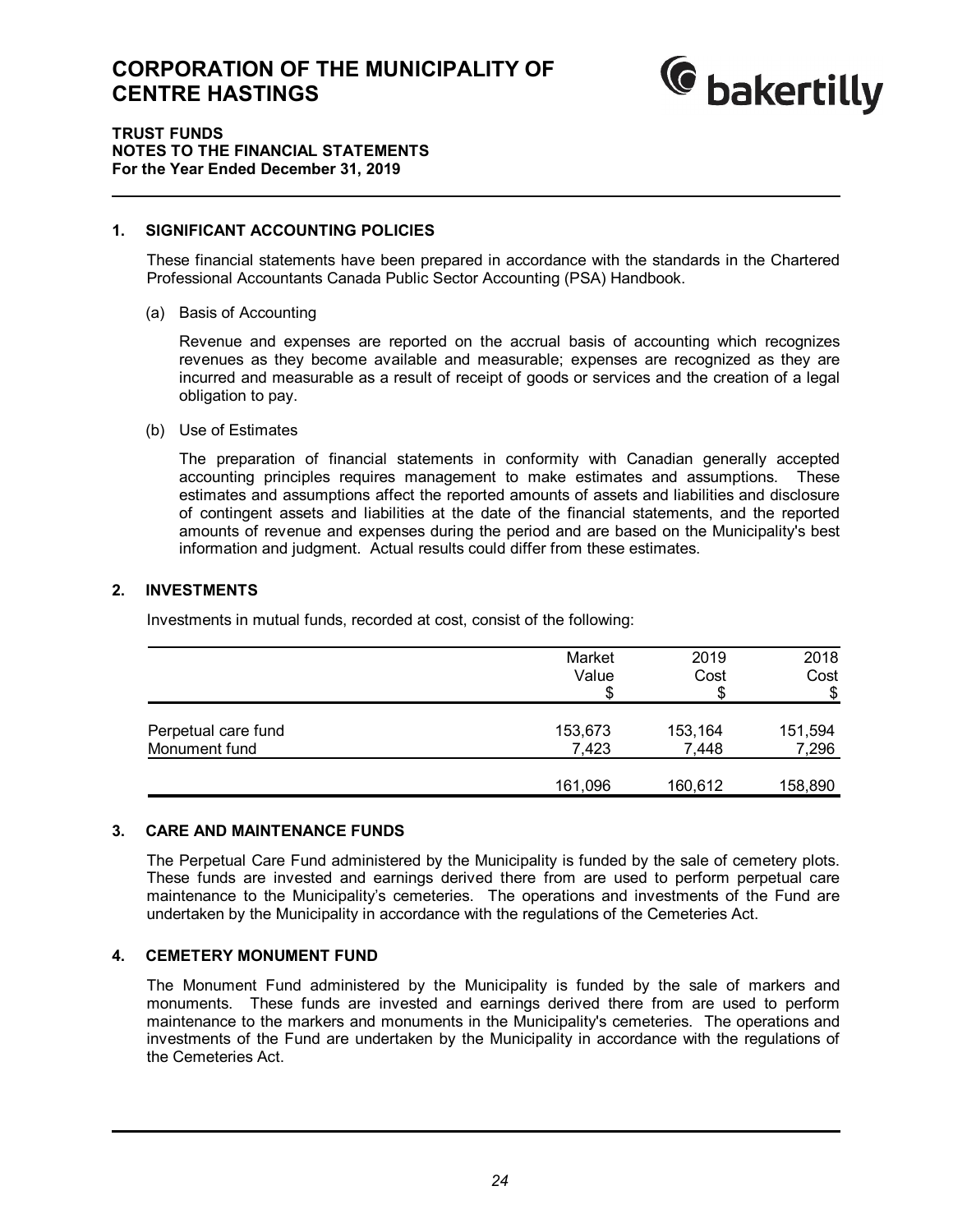# CORPORATION OF THE MUNICIPALITY OF CENTRE HASTINGS

**TRUST FUNDS**
**NOTES TO THE FINANCIAL STATEMENTS**
**For the Year Ended December 31, 2019**

## 1. SIGNIFICANT ACCOUNTING POLICIES

These financial statements have been prepared in accordance with the standards in the Chartered Professional Accountants Canada Public Sector Accounting (PSA) Handbook.

(a) Basis of Accounting

Revenue and expenses are reported on the accrual basis of accounting which recognizes revenues as they become available and measurable; expenses are recognized as they are incurred and measurable as a result of receipt of goods or services and the creation of a legal obligation to pay.

(b) Use of Estimates

The preparation of financial statements in conformity with Canadian generally accepted accounting principles requires management to make estimates and assumptions. These estimates and assumptions affect the reported amounts of assets and liabilities and disclosure of contingent assets and liabilities at the date of the financial statements, and the reported amounts of revenue and expenses during the period and are based on the Municipality's best information and judgment. Actual results could differ from these estimates.

## 2. INVESTMENTS

Investments in mutual funds, recorded at cost, consist of the following:

| | Market Value $ | 2019 Cost $ | 2018 Cost $ |
|---|---|---|---|
| Perpetual care fund | 153,673 | 153,164 | 151,594 |
| Monument fund | 7,423 | 7,448 | 7,296 |
| | 161,096 | 160,612 | 158,890 |

## 3. CARE AND MAINTENANCE FUNDS

The Perpetual Care Fund administered by the Municipality is funded by the sale of cemetery plots. These funds are invested and earnings derived there from are used to perform perpetual care maintenance to the Municipality's cemeteries. The operations and investments of the Fund are undertaken by the Municipality in accordance with the regulations of the Cemeteries Act.

## 4. CEMETERY MONUMENT FUND

The Monument Fund administered by the Municipality is funded by the sale of markers and monuments. These funds are invested and earnings derived there from are used to perform maintenance to the markers and monuments in the Municipality's cemeteries. The operations and investments of the Fund are undertaken by the Municipality in accordance with the regulations of the Cemeteries Act.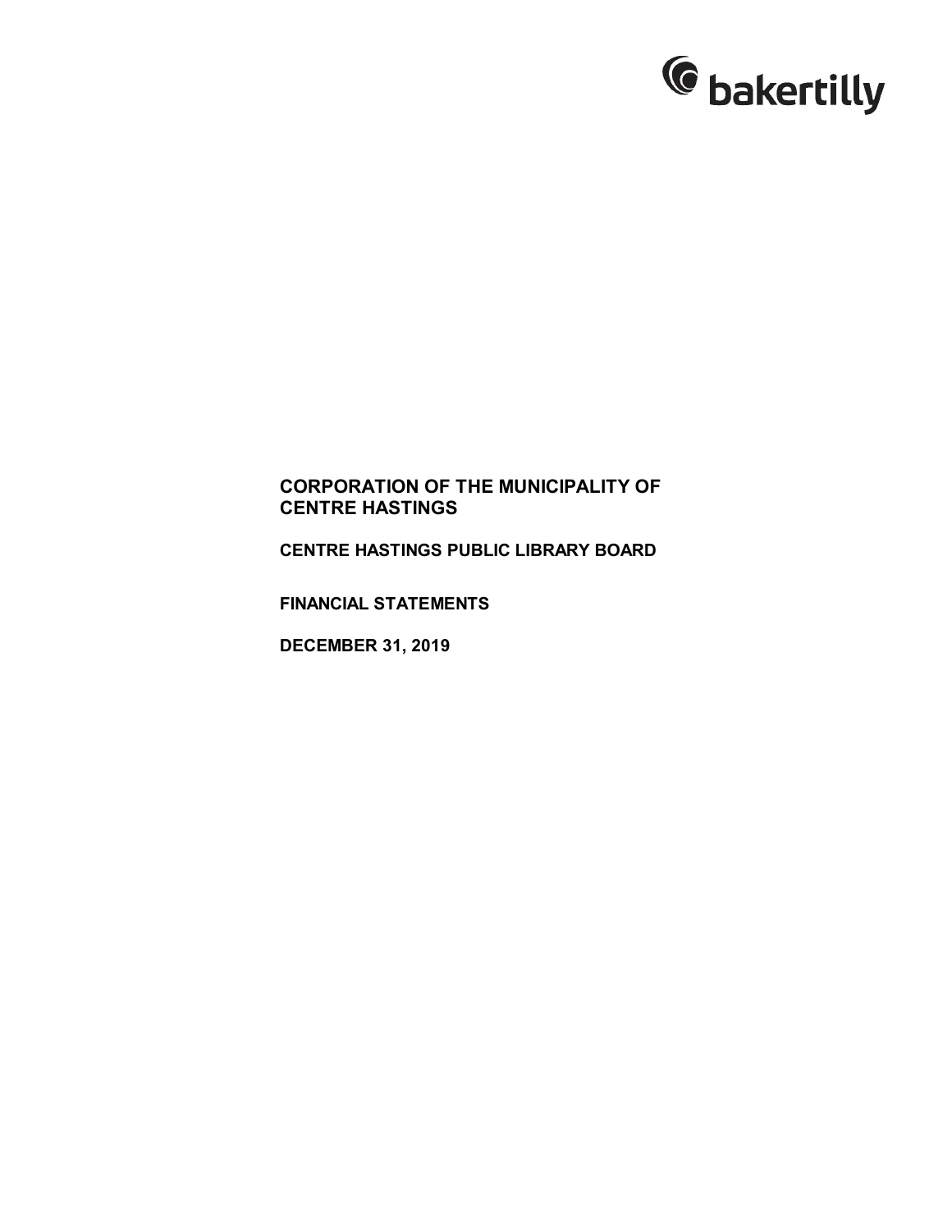bakertilly

**CORPORATION OF THE MUNICIPALITY OF CENTRE HASTINGS**

**CENTRE HASTINGS PUBLIC LIBRARY BOARD**

**FINANCIAL STATEMENTS**

**DECEMBER 31, 2019**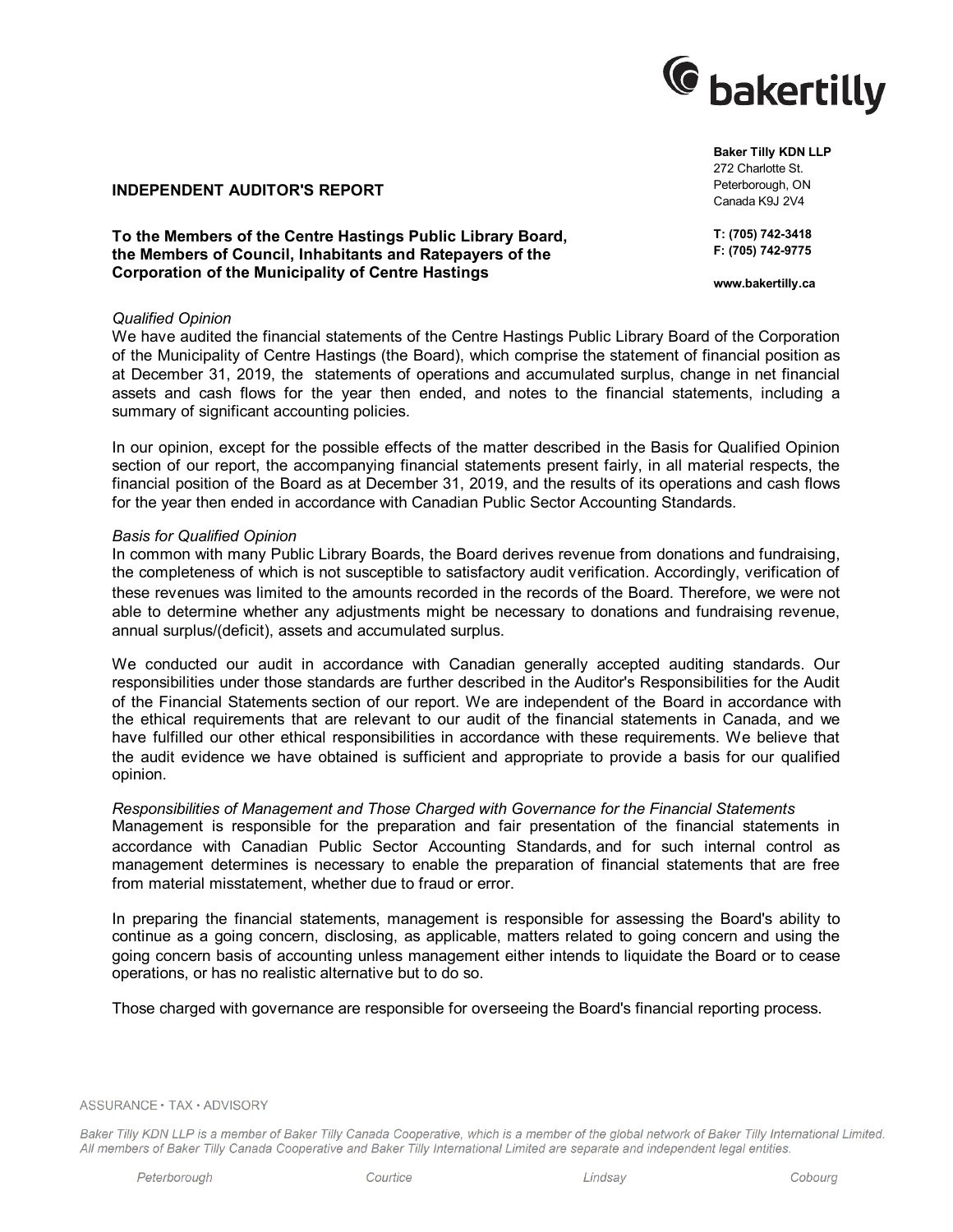bakertilly

**Baker Tilly KDN LLP**
272 Charlotte St.
Peterborough, ON
Canada K9J 2V4

**T: (705) 742-3418**
**F: (705) 742-9775**

**www.bakertilly.ca**

# INDEPENDENT AUDITOR'S REPORT

**To the Members of the Centre Hastings Public Library Board, the Members of Council, Inhabitants and Ratepayers of the Corporation of the Municipality of Centre Hastings**

*Qualified Opinion*

We have audited the financial statements of the Centre Hastings Public Library Board of the Corporation of the Municipality of Centre Hastings (the Board), which comprise the statement of financial position as at December 31, 2019, the statements of operations and accumulated surplus, change in net financial assets and cash flows for the year then ended, and notes to the financial statements, including a summary of significant accounting policies.

In our opinion, except for the possible effects of the matter described in the Basis for Qualified Opinion section of our report, the accompanying financial statements present fairly, in all material respects, the financial position of the Board as at December 31, 2019, and the results of its operations and cash flows for the year then ended in accordance with Canadian Public Sector Accounting Standards.

*Basis for Qualified Opinion*

In common with many Public Library Boards, the Board derives revenue from donations and fundraising, the completeness of which is not susceptible to satisfactory audit verification. Accordingly, verification of these revenues was limited to the amounts recorded in the records of the Board. Therefore, we were not able to determine whether any adjustments might be necessary to donations and fundraising revenue, annual surplus/(deficit), assets and accumulated surplus.

We conducted our audit in accordance with Canadian generally accepted auditing standards. Our responsibilities under those standards are further described in the Auditor's Responsibilities for the Audit of the Financial Statements section of our report. We are independent of the Board in accordance with the ethical requirements that are relevant to our audit of the financial statements in Canada, and we have fulfilled our other ethical responsibilities in accordance with these requirements. We believe that the audit evidence we have obtained is sufficient and appropriate to provide a basis for our qualified opinion.

*Responsibilities of Management and Those Charged with Governance for the Financial Statements*

Management is responsible for the preparation and fair presentation of the financial statements in accordance with Canadian Public Sector Accounting Standards, and for such internal control as management determines is necessary to enable the preparation of financial statements that are free from material misstatement, whether due to fraud or error.

In preparing the financial statements, management is responsible for assessing the Board's ability to continue as a going concern, disclosing, as applicable, matters related to going concern and using the going concern basis of accounting unless management either intends to liquidate the Board or to cease operations, or has no realistic alternative but to do so.

Those charged with governance are responsible for overseeing the Board's financial reporting process.

ASSURANCE • TAX • ADVISORY

*Baker Tilly KDN LLP is a member of Baker Tilly Canada Cooperative, which is a member of the global network of Baker Tilly International Limited. All members of Baker Tilly Canada Cooperative and Baker Tilly International Limited are separate and independent legal entities.*

*Peterborough* *Courtice* *Lindsay* *Cobourg*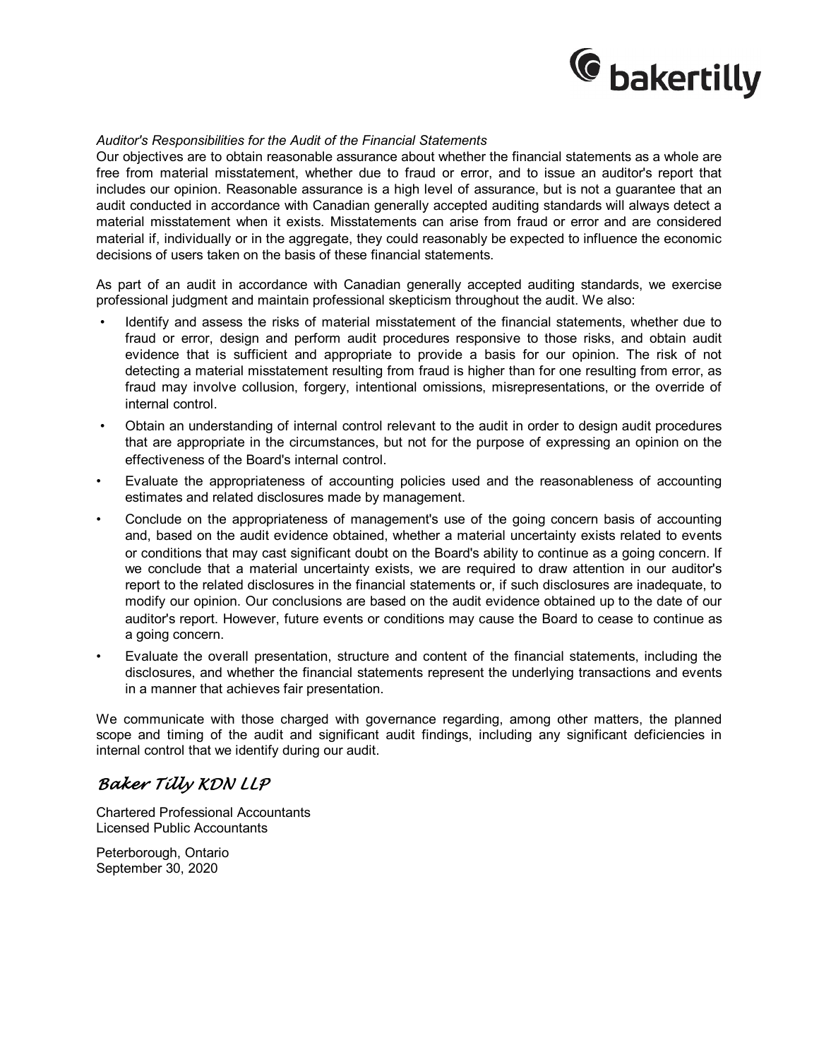*Auditor's Responsibilities for the Audit of the Financial Statements*

Our objectives are to obtain reasonable assurance about whether the financial statements as a whole are free from material misstatement, whether due to fraud or error, and to issue an auditor's report that includes our opinion. Reasonable assurance is a high level of assurance, but is not a guarantee that an audit conducted in accordance with Canadian generally accepted auditing standards will always detect a material misstatement when it exists. Misstatements can arise from fraud or error and are considered material if, individually or in the aggregate, they could reasonably be expected to influence the economic decisions of users taken on the basis of these financial statements.

As part of an audit in accordance with Canadian generally accepted auditing standards, we exercise professional judgment and maintain professional skepticism throughout the audit. We also:

- Identify and assess the risks of material misstatement of the financial statements, whether due to fraud or error, design and perform audit procedures responsive to those risks, and obtain audit evidence that is sufficient and appropriate to provide a basis for our opinion. The risk of not detecting a material misstatement resulting from fraud is higher than for one resulting from error, as fraud may involve collusion, forgery, intentional omissions, misrepresentations, or the override of internal control.
- Obtain an understanding of internal control relevant to the audit in order to design audit procedures that are appropriate in the circumstances, but not for the purpose of expressing an opinion on the effectiveness of the Board's internal control.
- Evaluate the appropriateness of accounting policies used and the reasonableness of accounting estimates and related disclosures made by management.
- Conclude on the appropriateness of management's use of the going concern basis of accounting and, based on the audit evidence obtained, whether a material uncertainty exists related to events or conditions that may cast significant doubt on the Board's ability to continue as a going concern. If we conclude that a material uncertainty exists, we are required to draw attention in our auditor's report to the related disclosures in the financial statements or, if such disclosures are inadequate, to modify our opinion. Our conclusions are based on the audit evidence obtained up to the date of our auditor's report. However, future events or conditions may cause the Board to cease to continue as a going concern.
- Evaluate the overall presentation, structure and content of the financial statements, including the disclosures, and whether the financial statements represent the underlying transactions and events in a manner that achieves fair presentation.

We communicate with those charged with governance regarding, among other matters, the planned scope and timing of the audit and significant audit findings, including any significant deficiencies in internal control that we identify during our audit.

*Baker Tilly KDN LLP*

Chartered Professional Accountants
Licensed Public Accountants

Peterborough, Ontario
September 30, 2020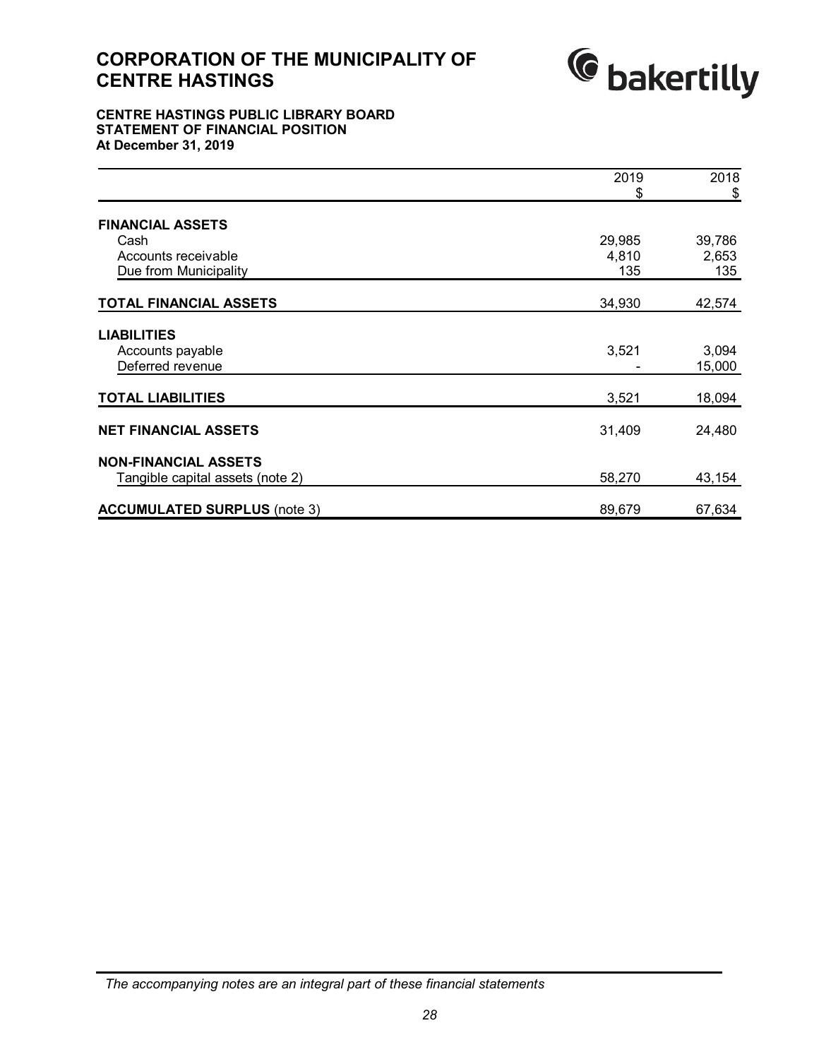# CORPORATION OF THE MUNICIPALITY OF CENTRE HASTINGS

**CENTRE HASTINGS PUBLIC LIBRARY BOARD**
**STATEMENT OF FINANCIAL POSITION**
**At December 31, 2019**

| | 2019<br>$ | 2018<br>$ |
|---|---|---|
| **FINANCIAL ASSETS** | | |
| Cash | 29,985 | 39,786 |
| Accounts receivable | 4,810 | 2,653 |
| Due from Municipality | 135 | 135 |
| **TOTAL FINANCIAL ASSETS** | 34,930 | 42,574 |
| **LIABILITIES** | | |
| Accounts payable | 3,521 | 3,094 |
| Deferred revenue | - | 15,000 |
| **TOTAL LIABILITIES** | 3,521 | 18,094 |
| **NET FINANCIAL ASSETS** | 31,409 | 24,480 |
| **NON-FINANCIAL ASSETS** | | |
| Tangible capital assets (note 2) | 58,270 | 43,154 |
| **ACCUMULATED SURPLUS** (note 3) | 89,679 | 67,634 |

*The accompanying notes are an integral part of these financial statements*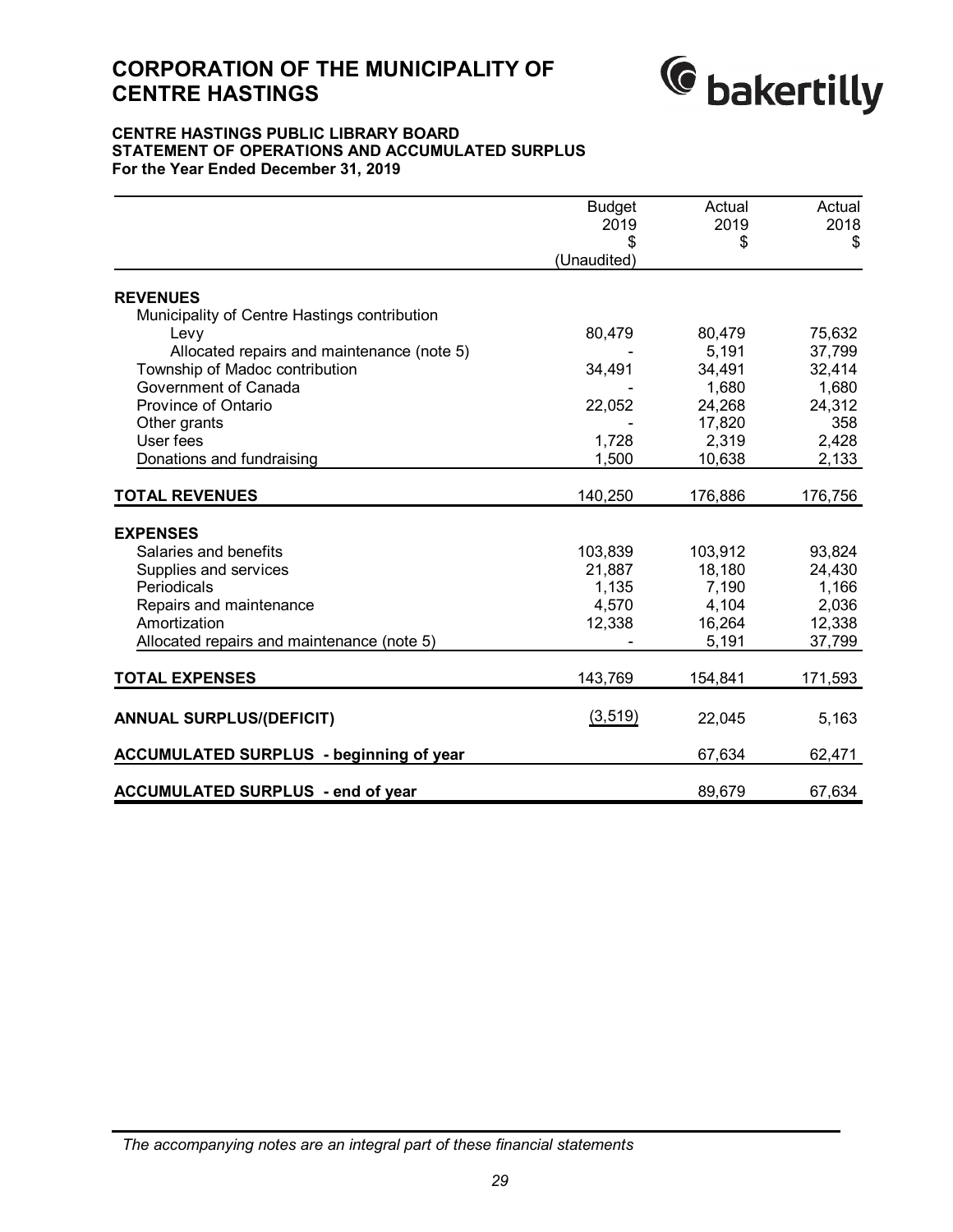# CORPORATION OF THE MUNICIPALITY OF CENTRE HASTINGS

**CENTRE HASTINGS PUBLIC LIBRARY BOARD**
**STATEMENT OF OPERATIONS AND ACCUMULATED SURPLUS**
**For the Year Ended December 31, 2019**

| | Budget 2019 $ (Unaudited) | Actual 2019 $ | Actual 2018 $ |
|---|---|---|---|
| **REVENUES** | | | |
| Municipality of Centre Hastings contribution | | | |
| Levy | 80,479 | 80,479 | 75,632 |
| Allocated repairs and maintenance (note 5) | - | 5,191 | 37,799 |
| Township of Madoc contribution | 34,491 | 34,491 | 32,414 |
| Government of Canada | - | 1,680 | 1,680 |
| Province of Ontario | 22,052 | 24,268 | 24,312 |
| Other grants | - | 17,820 | 358 |
| User fees | 1,728 | 2,319 | 2,428 |
| Donations and fundraising | 1,500 | 10,638 | 2,133 |
| **TOTAL REVENUES** | 140,250 | 176,886 | 176,756 |
| **EXPENSES** | | | |
| Salaries and benefits | 103,839 | 103,912 | 93,824 |
| Supplies and services | 21,887 | 18,180 | 24,430 |
| Periodicals | 1,135 | 7,190 | 1,166 |
| Repairs and maintenance | 4,570 | 4,104 | 2,036 |
| Amortization | 12,338 | 16,264 | 12,338 |
| Allocated repairs and maintenance (note 5) | - | 5,191 | 37,799 |
| **TOTAL EXPENSES** | 143,769 | 154,841 | 171,593 |
| **ANNUAL SURPLUS/(DEFICIT)** | (3,519) | 22,045 | 5,163 |
| **ACCUMULATED SURPLUS - beginning of year** | | 67,634 | 62,471 |
| **ACCUMULATED SURPLUS - end of year** | | 89,679 | 67,634 |

*The accompanying notes are an integral part of these financial statements*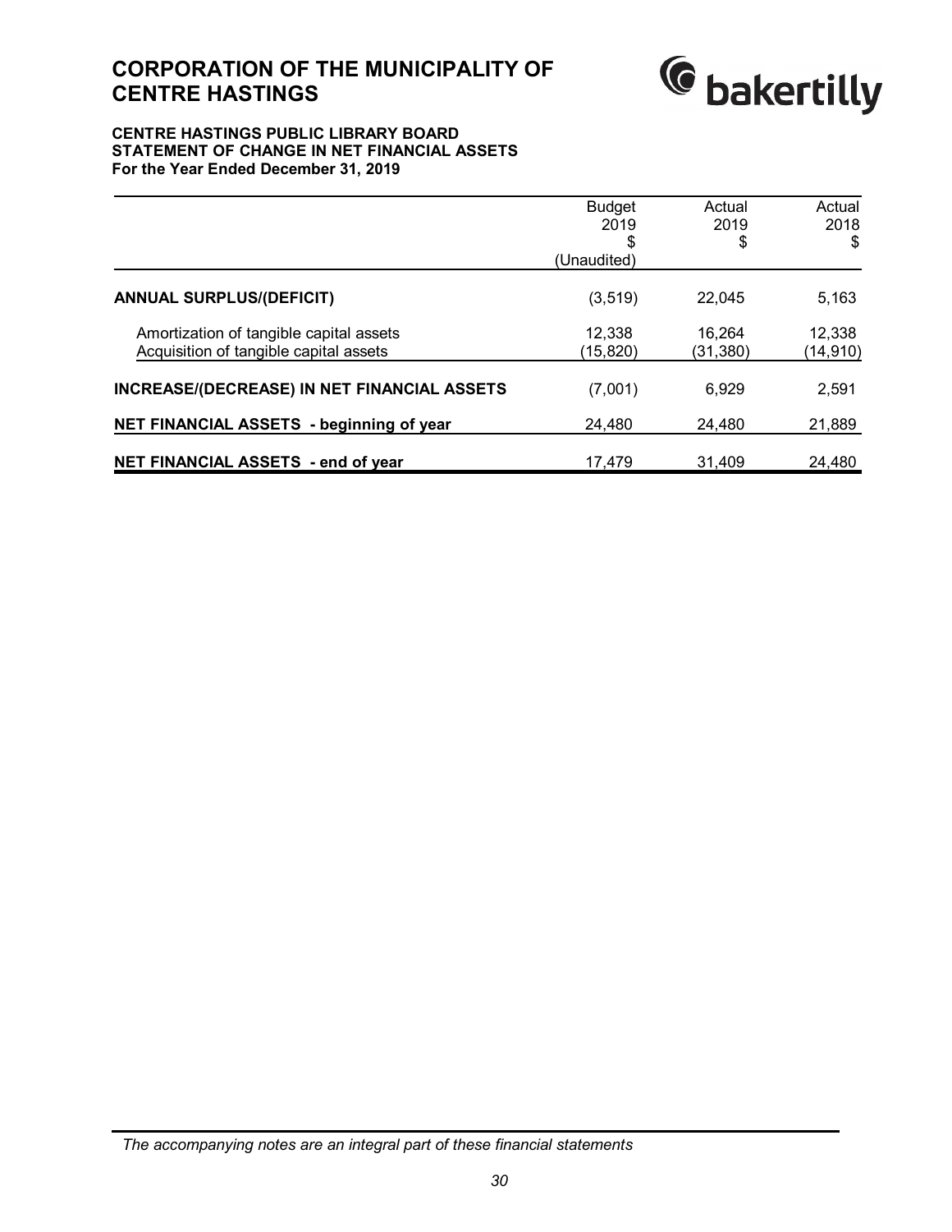# CORPORATION OF THE MUNICIPALITY OF CENTRE HASTINGS

### CENTRE HASTINGS PUBLIC LIBRARY BOARD
### STATEMENT OF CHANGE IN NET FINANCIAL ASSETS
### For the Year Ended December 31, 2019

| | Budget 2019 $ (Unaudited) | Actual 2019 $ | Actual 2018 $ |
|---|---|---|---|
| **ANNUAL SURPLUS/(DEFICIT)** | (3,519) | 22,045 | 5,163 |
| Amortization of tangible capital assets | 12,338 | 16,264 | 12,338 |
| Acquisition of tangible capital assets | (15,820) | (31,380) | (14,910) |
| **INCREASE/(DECREASE) IN NET FINANCIAL ASSETS** | (7,001) | 6,929 | 2,591 |
| **NET FINANCIAL ASSETS - beginning of year** | 24,480 | 24,480 | 21,889 |
| **NET FINANCIAL ASSETS - end of year** | 17,479 | 31,409 | 24,480 |

*The accompanying notes are an integral part of these financial statements*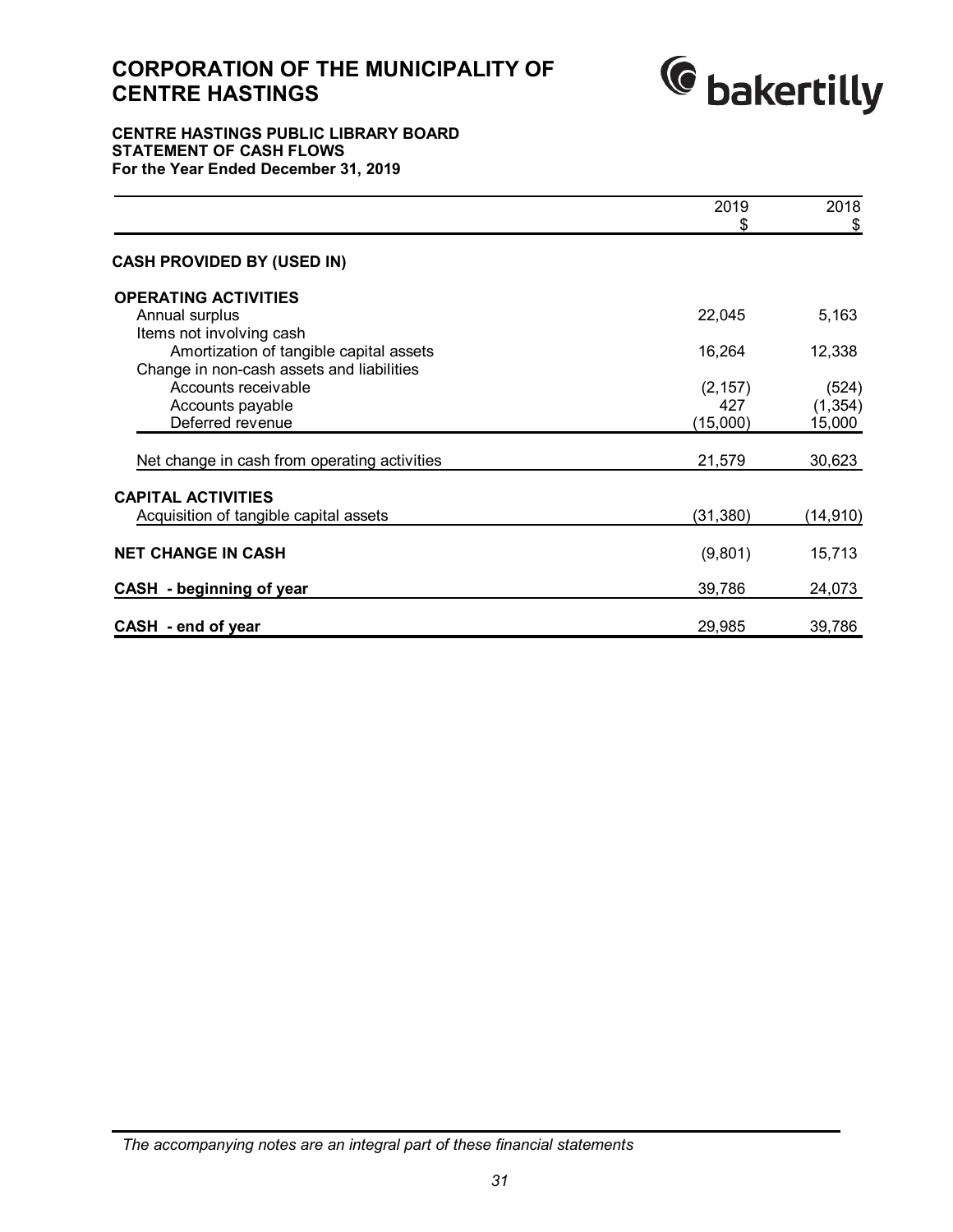# CORPORATION OF THE MUNICIPALITY OF CENTRE HASTINGS

## CENTRE HASTINGS PUBLIC LIBRARY BOARD
## STATEMENT OF CASH FLOWS
**For the Year Ended December 31, 2019**

| | 2019<br>$ | 2018<br>$ |
|---|---|---|
| **CASH PROVIDED BY (USED IN)** | | |
| **OPERATING ACTIVITIES** | | |
| Annual surplus | 22,045 | 5,163 |
| Items not involving cash | | |
| Amortization of tangible capital assets | 16,264 | 12,338 |
| Change in non-cash assets and liabilities | | |
| Accounts receivable | (2,157) | (524) |
| Accounts payable | 427 | (1,354) |
| Deferred revenue | (15,000) | 15,000 |
| Net change in cash from operating activities | 21,579 | 30,623 |
| **CAPITAL ACTIVITIES** | | |
| Acquisition of tangible capital assets | (31,380) | (14,910) |
| **NET CHANGE IN CASH** | (9,801) | 15,713 |
| **CASH - beginning of year** | 39,786 | 24,073 |
| **CASH - end of year** | 29,985 | 39,786 |

*The accompanying notes are an integral part of these financial statements*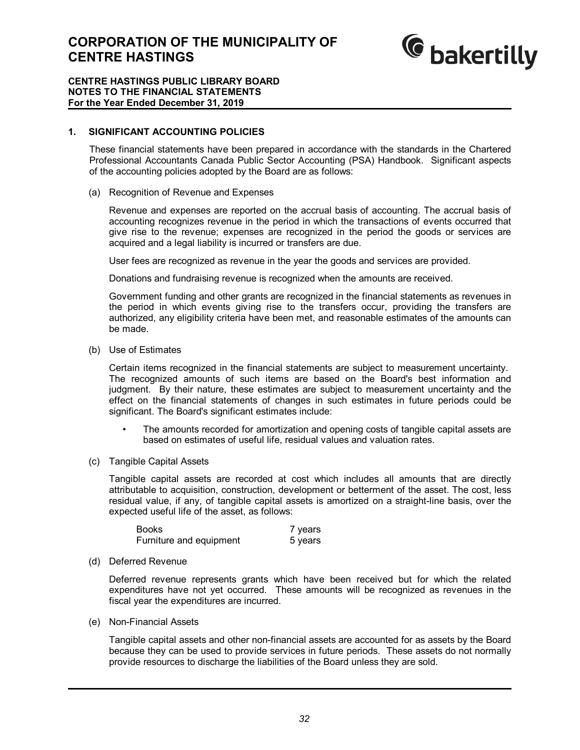# CORPORATION OF THE MUNICIPALITY OF CENTRE HASTINGS

**CENTRE HASTINGS PUBLIC LIBRARY BOARD**
**NOTES TO THE FINANCIAL STATEMENTS**
**For the Year Ended December 31, 2019**

## 1. SIGNIFICANT ACCOUNTING POLICIES

These financial statements have been prepared in accordance with the standards in the Chartered Professional Accountants Canada Public Sector Accounting (PSA) Handbook. Significant aspects of the accounting policies adopted by the Board are as follows:

(a) Recognition of Revenue and Expenses

Revenue and expenses are reported on the accrual basis of accounting. The accrual basis of accounting recognizes revenue in the period in which the transactions of events occurred that give rise to the revenue; expenses are recognized in the period the goods or services are acquired and a legal liability is incurred or transfers are due.

User fees are recognized as revenue in the year the goods and services are provided.

Donations and fundraising revenue is recognized when the amounts are received.

Government funding and other grants are recognized in the financial statements as revenues in the period in which events giving rise to the transfers occur, providing the transfers are authorized, any eligibility criteria have been met, and reasonable estimates of the amounts can be made.

(b) Use of Estimates

Certain items recognized in the financial statements are subject to measurement uncertainty. The recognized amounts of such items are based on the Board's best information and judgment. By their nature, these estimates are subject to measurement uncertainty and the effect on the financial statements of changes in such estimates in future periods could be significant. The Board's significant estimates include:

- The amounts recorded for amortization and opening costs of tangible capital assets are based on estimates of useful life, residual values and valuation rates.

(c) Tangible Capital Assets

Tangible capital assets are recorded at cost which includes all amounts that are directly attributable to acquisition, construction, development or betterment of the asset. The cost, less residual value, if any, of tangible capital assets is amortized on a straight-line basis, over the expected useful life of the asset, as follows:

| | |
|---|---|
| Books | 7 years |
| Furniture and equipment | 5 years |

(d) Deferred Revenue

Deferred revenue represents grants which have been received but for which the related expenditures have not yet occurred. These amounts will be recognized as revenues in the fiscal year the expenditures are incurred.

(e) Non-Financial Assets

Tangible capital assets and other non-financial assets are accounted for as assets by the Board because they can be used to provide services in future periods. These assets do not normally provide resources to discharge the liabilities of the Board unless they are sold.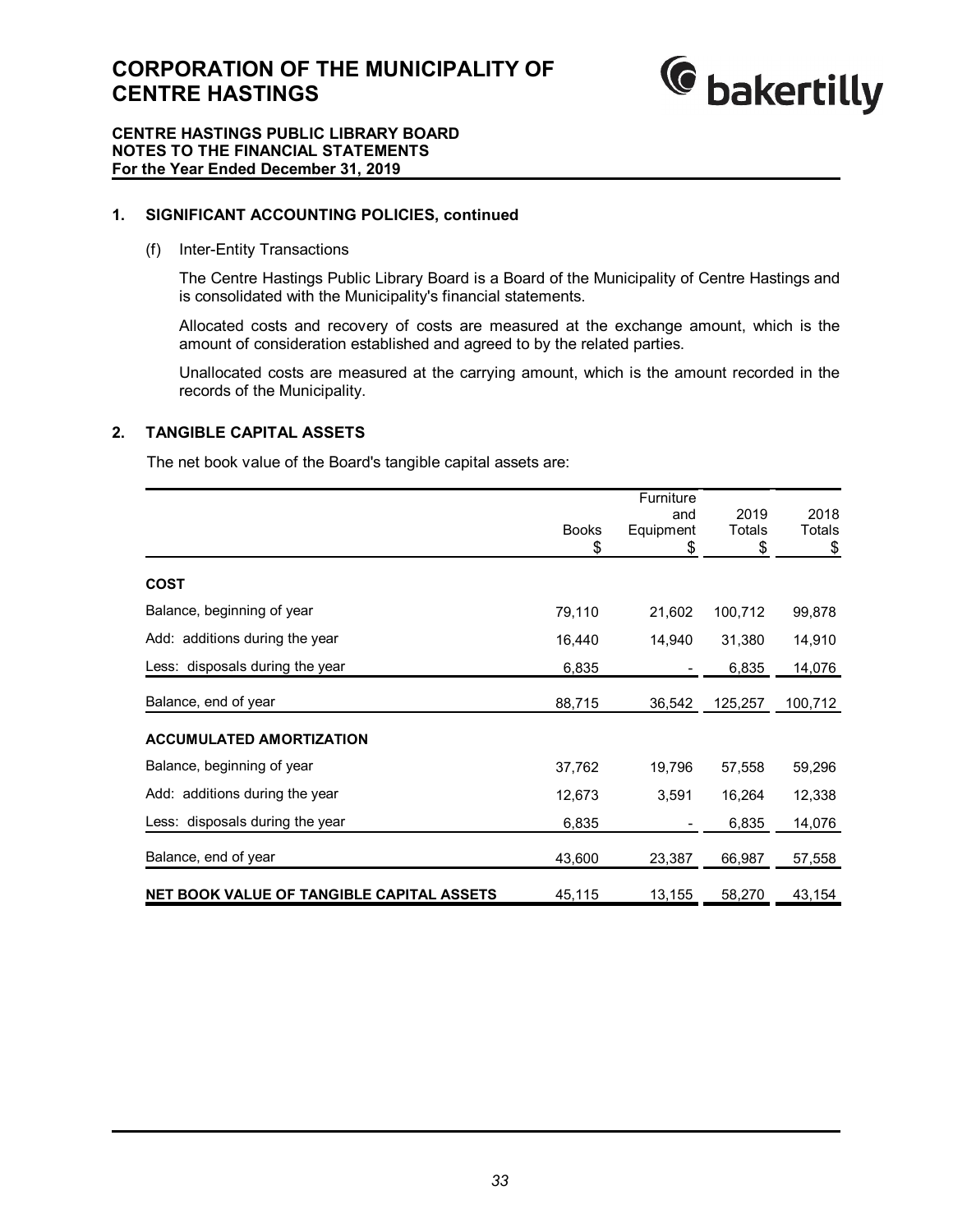# CORPORATION OF THE MUNICIPALITY OF CENTRE HASTINGS

**CENTRE HASTINGS PUBLIC LIBRARY BOARD**
**NOTES TO THE FINANCIAL STATEMENTS**
**For the Year Ended December 31, 2019**

## 1. SIGNIFICANT ACCOUNTING POLICIES, continued

(f) Inter-Entity Transactions

The Centre Hastings Public Library Board is a Board of the Municipality of Centre Hastings and is consolidated with the Municipality's financial statements.

Allocated costs and recovery of costs are measured at the exchange amount, which is the amount of consideration established and agreed to by the related parties.

Unallocated costs are measured at the carrying amount, which is the amount recorded in the records of the Municipality.

## 2. TANGIBLE CAPITAL ASSETS

The net book value of the Board's tangible capital assets are:

| | Books<br>\$ | Furniture and Equipment<br>\$ | 2019 Totals<br>\$ | 2018 Totals<br>\$ |
|---|---|---|---|---|
| **COST** | | | | |
| Balance, beginning of year | 79,110 | 21,602 | 100,712 | 99,878 |
| Add: additions during the year | 16,440 | 14,940 | 31,380 | 14,910 |
| Less: disposals during the year | 6,835 | - | 6,835 | 14,076 |
| Balance, end of year | 88,715 | 36,542 | 125,257 | 100,712 |
| **ACCUMULATED AMORTIZATION** | | | | |
| Balance, beginning of year | 37,762 | 19,796 | 57,558 | 59,296 |
| Add: additions during the year | 12,673 | 3,591 | 16,264 | 12,338 |
| Less: disposals during the year | 6,835 | - | 6,835 | 14,076 |
| Balance, end of year | 43,600 | 23,387 | 66,987 | 57,558 |
| **NET BOOK VALUE OF TANGIBLE CAPITAL ASSETS** | 45,115 | 13,155 | 58,270 | 43,154 |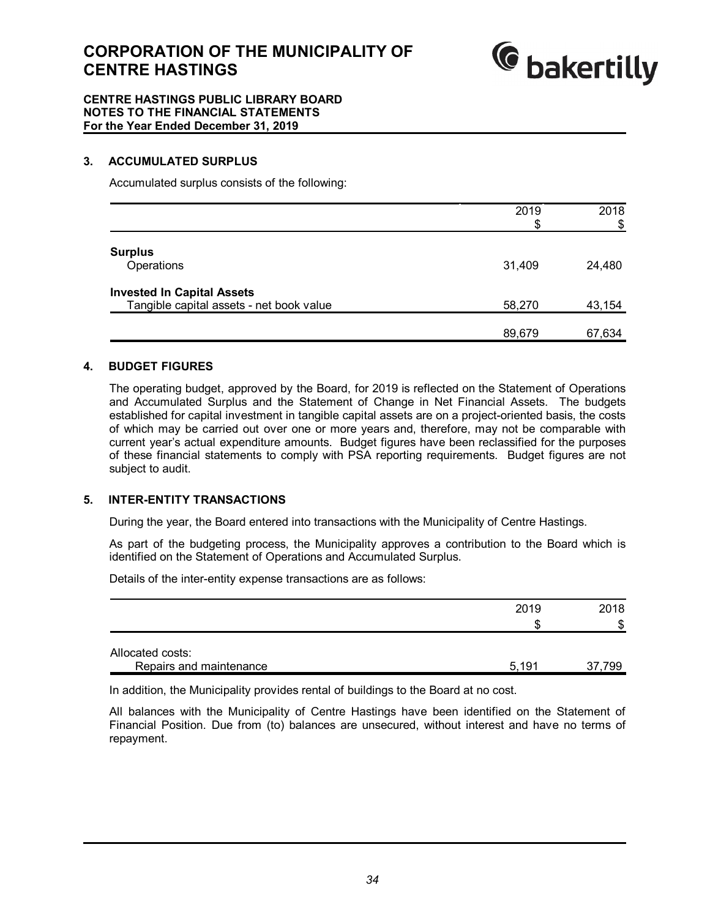# CORPORATION OF THE MUNICIPALITY OF CENTRE HASTINGS

**CENTRE HASTINGS PUBLIC LIBRARY BOARD**
**NOTES TO THE FINANCIAL STATEMENTS**
**For the Year Ended December 31, 2019**

## 3. ACCUMULATED SURPLUS

Accumulated surplus consists of the following:

| | 2019<br>$ | 2018<br>$ |
|---|---|---|
| **Surplus** | | |
| Operations | 31,409 | 24,480 |
| **Invested In Capital Assets** | | |
| Tangible capital assets - net book value | 58,270 | 43,154 |
| | 89,679 | 67,634 |

## 4. BUDGET FIGURES

The operating budget, approved by the Board, for 2019 is reflected on the Statement of Operations and Accumulated Surplus and the Statement of Change in Net Financial Assets. The budgets established for capital investment in tangible capital assets are on a project-oriented basis, the costs of which may be carried out over one or more years and, therefore, may not be comparable with current year's actual expenditure amounts. Budget figures have been reclassified for the purposes of these financial statements to comply with PSA reporting requirements. Budget figures are not subject to audit.

## 5. INTER-ENTITY TRANSACTIONS

During the year, the Board entered into transactions with the Municipality of Centre Hastings.

As part of the budgeting process, the Municipality approves a contribution to the Board which is identified on the Statement of Operations and Accumulated Surplus.

Details of the inter-entity expense transactions are as follows:

| | 2019<br>$ | 2018<br>$ |
|---|---|---|
| Allocated costs: | | |
| Repairs and maintenance | 5,191 | 37,799 |

In addition, the Municipality provides rental of buildings to the Board at no cost.

All balances with the Municipality of Centre Hastings have been identified on the Statement of Financial Position. Due from (to) balances are unsecured, without interest and have no terms of repayment.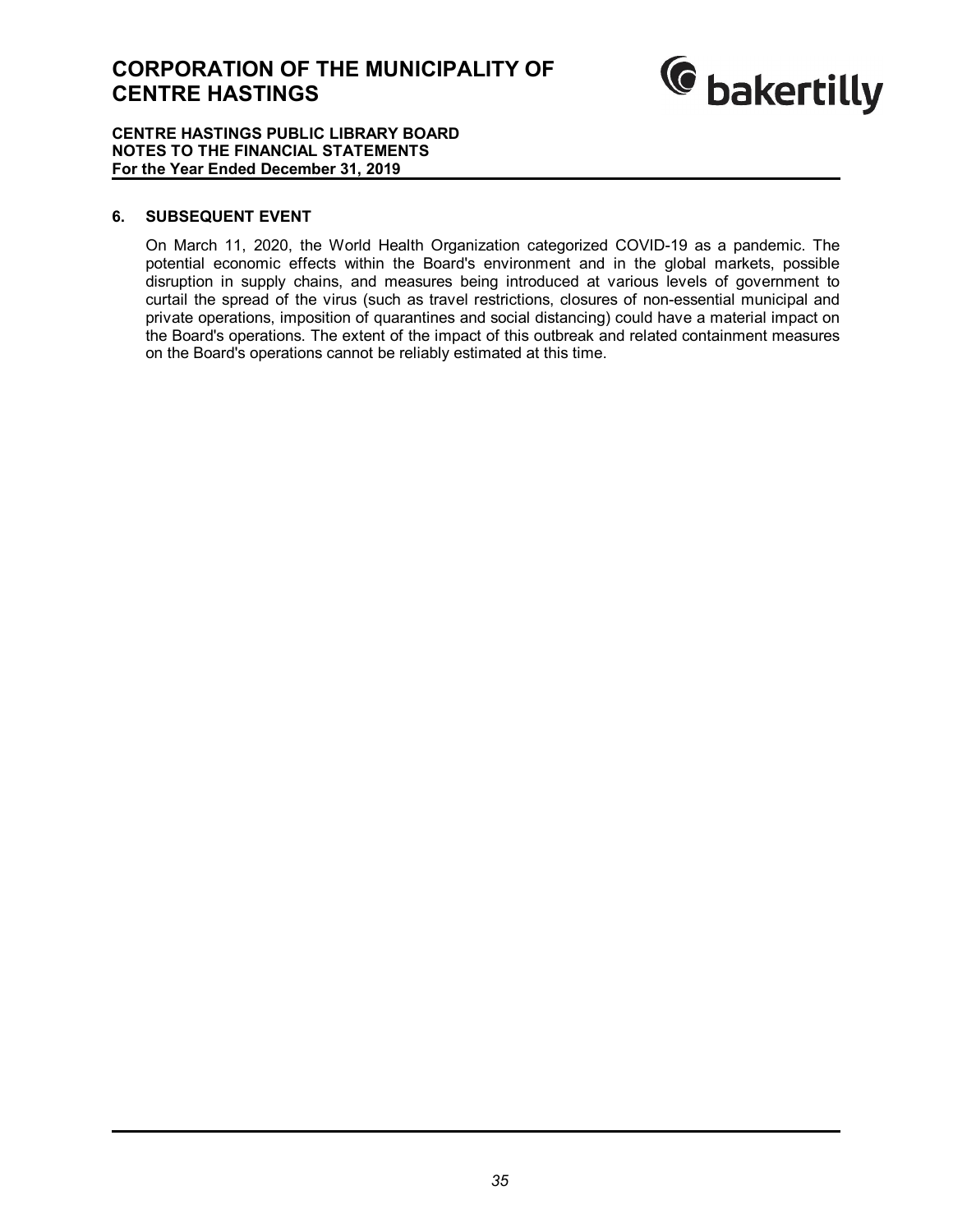# CORPORATION OF THE MUNICIPALITY OF CENTRE HASTINGS

**CENTRE HASTINGS PUBLIC LIBRARY BOARD**
**NOTES TO THE FINANCIAL STATEMENTS**
**For the Year Ended December 31, 2019**

## 6. SUBSEQUENT EVENT

On March 11, 2020, the World Health Organization categorized COVID-19 as a pandemic. The potential economic effects within the Board's environment and in the global markets, possible disruption in supply chains, and measures being introduced at various levels of government to curtail the spread of the virus (such as travel restrictions, closures of non-essential municipal and private operations, imposition of quarantines and social distancing) could have a material impact on the Board's operations. The extent of the impact of this outbreak and related containment measures on the Board's operations cannot be reliably estimated at this time.